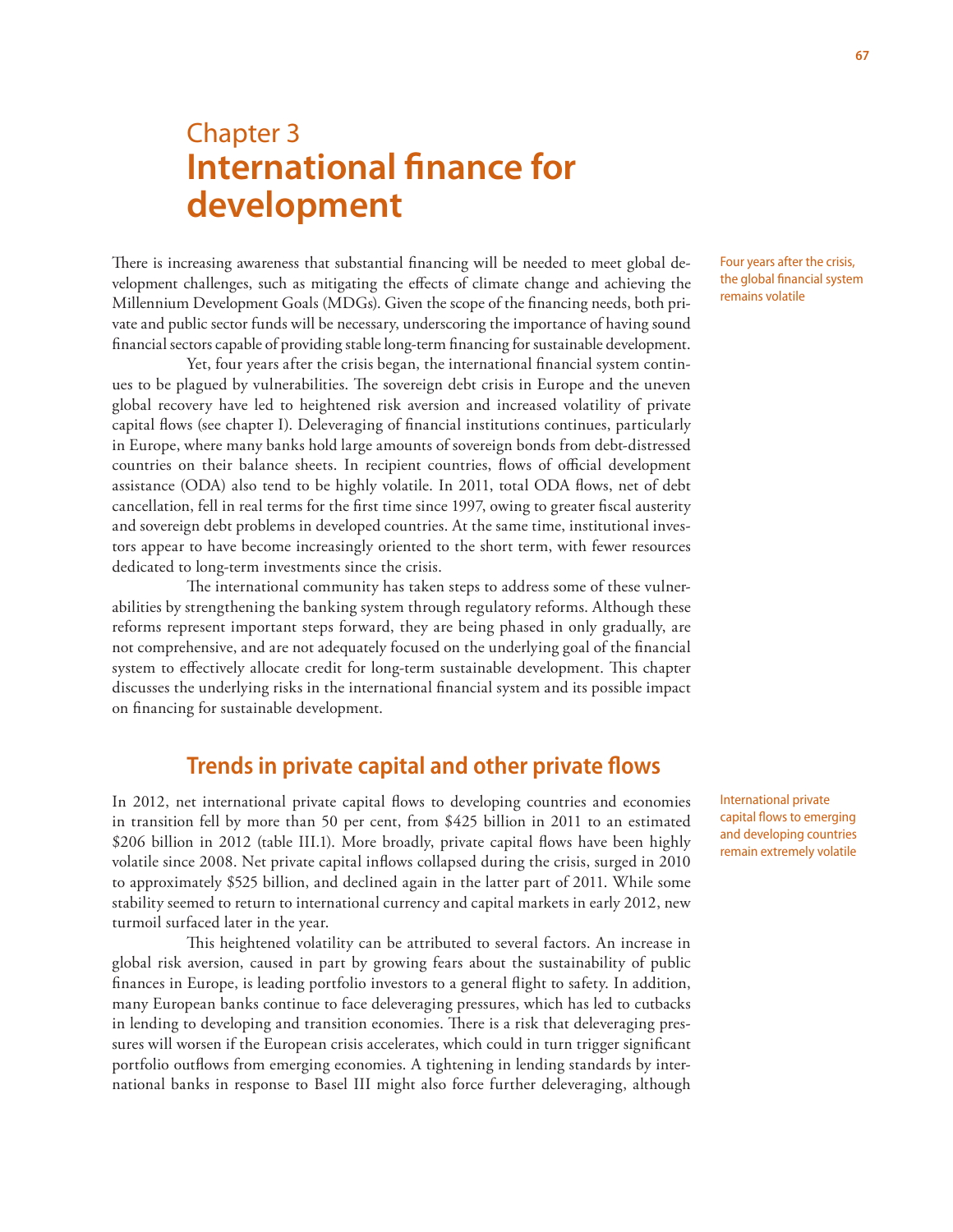# Chapter 3
# International finance for development

Four years after the crisis, the global financial system remains volatile

There is increasing awareness that substantial financing will be needed to meet global development challenges, such as mitigating the effects of climate change and achieving the Millennium Development Goals (MDGs). Given the scope of the financing needs, both private and public sector funds will be necessary, underscoring the importance of having sound financial sectors capable of providing stable long-term financing for sustainable development.

Yet, four years after the crisis began, the international financial system continues to be plagued by vulnerabilities. The sovereign debt crisis in Europe and the uneven global recovery have led to heightened risk aversion and increased volatility of private capital flows (see chapter I). Deleveraging of financial institutions continues, particularly in Europe, where many banks hold large amounts of sovereign bonds from debt-distressed countries on their balance sheets. In recipient countries, flows of official development assistance (ODA) also tend to be highly volatile. In 2011, total ODA flows, net of debt cancellation, fell in real terms for the first time since 1997, owing to greater fiscal austerity and sovereign debt problems in developed countries. At the same time, institutional investors appear to have become increasingly oriented to the short term, with fewer resources dedicated to long-term investments since the crisis.

The international community has taken steps to address some of these vulnerabilities by strengthening the banking system through regulatory reforms. Although these reforms represent important steps forward, they are being phased in only gradually, are not comprehensive, and are not adequately focused on the underlying goal of the financial system to effectively allocate credit for long-term sustainable development. This chapter discusses the underlying risks in the international financial system and its possible impact on financing for sustainable development.

## Trends in private capital and other private flows

International private capital flows to emerging and developing countries remain extremely volatile

In 2012, net international private capital flows to developing countries and economies in transition fell by more than 50 per cent, from $425 billion in 2011 to an estimated $206 billion in 2012 (table III.1). More broadly, private capital flows have been highly volatile since 2008. Net private capital inflows collapsed during the crisis, surged in 2010 to approximately $525 billion, and declined again in the latter part of 2011. While some stability seemed to return to international currency and capital markets in early 2012, new turmoil surfaced later in the year.

This heightened volatility can be attributed to several factors. An increase in global risk aversion, caused in part by growing fears about the sustainability of public finances in Europe, is leading portfolio investors to a general flight to safety. In addition, many European banks continue to face deleveraging pressures, which has led to cutbacks in lending to developing and transition economies. There is a risk that deleveraging pressures will worsen if the European crisis accelerates, which could in turn trigger significant portfolio outflows from emerging economies. A tightening in lending standards by international banks in response to Basel III might also force further deleveraging, although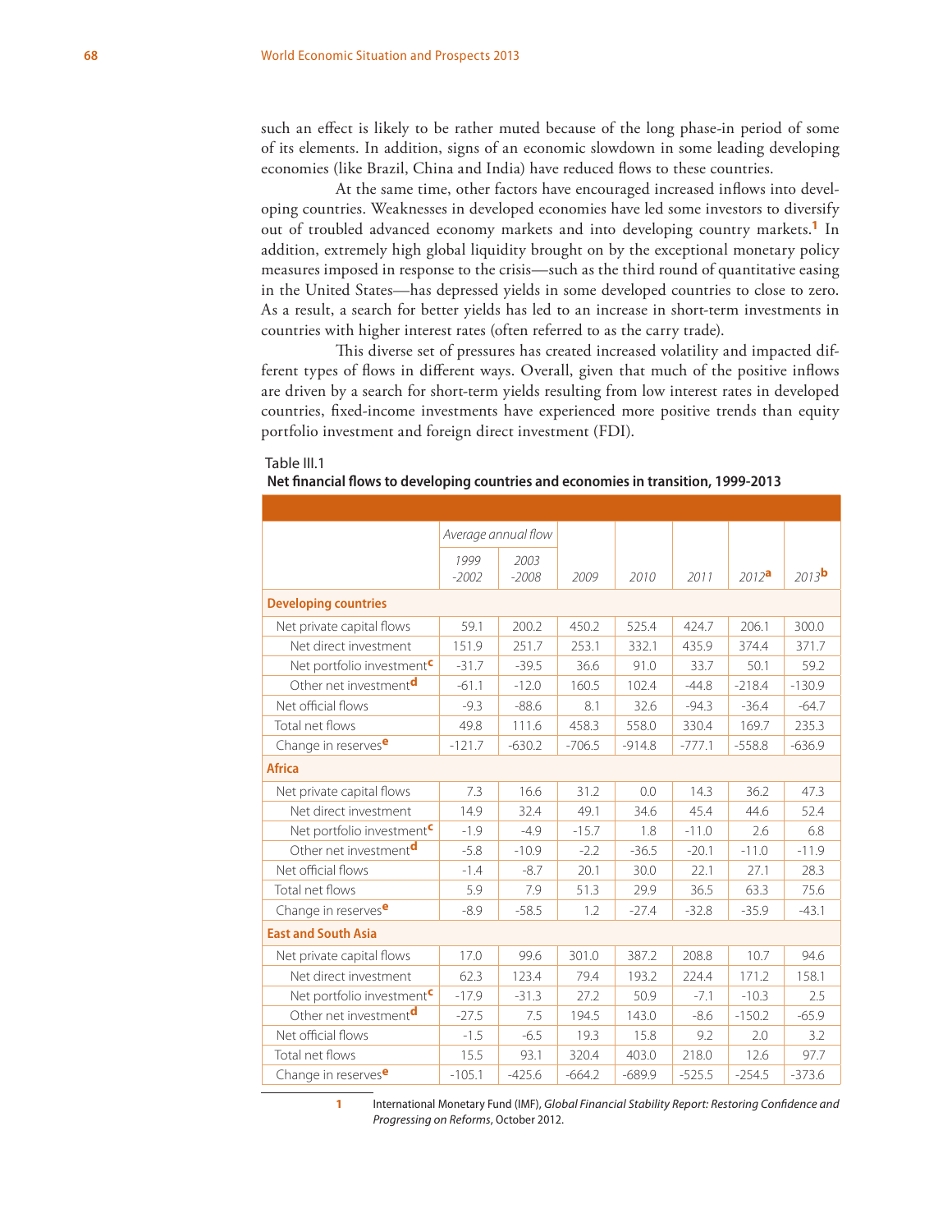such an effect is likely to be rather muted because of the long phase-in period of some of its elements. In addition, signs of an economic slowdown in some leading developing economies (like Brazil, China and India) have reduced flows to these countries.

At the same time, other factors have encouraged increased inflows into developing countries. Weaknesses in developed economies have led some investors to diversify out of troubled advanced economy markets and into developing country markets.[1] In addition, extremely high global liquidity brought on by the exceptional monetary policy measures imposed in response to the crisis—such as the third round of quantitative easing in the United States—has depressed yields in some developed countries to close to zero. As a result, a search for better yields has led to an increase in short-term investments in countries with higher interest rates (often referred to as the carry trade).

This diverse set of pressures has created increased volatility and impacted different types of flows in different ways. Overall, given that much of the positive inflows are driven by a search for short-term yields resulting from low interest rates in developed countries, fixed-income investments have experienced more positive trends than equity portfolio investment and foreign direct investment (FDI).

Table III.1

**Net financial flows to developing countries and economies in transition, 1999-2013**

| | *Average annual flow* | | | | | | |
|---|---|---|---|---|---|---|---|
| | *1999 -2002* | *2003 -2008* | *2009* | *2010* | *2011* | *2012*[a] | *2013*[b] |
| **Developing countries** | | | | | | | |
| Net private capital flows | 59.1 | 200.2 | 450.2 | 525.4 | 424.7 | 206.1 | 300.0 |
| Net direct investment | 151.9 | 251.7 | 253.1 | 332.1 | 435.9 | 374.4 | 371.7 |
| Net portfolio investment[c] | -31.7 | -39.5 | 36.6 | 91.0 | 33.7 | 50.1 | 59.2 |
| Other net investment[d] | -61.1 | -12.0 | 160.5 | 102.4 | -44.8 | -218.4 | -130.9 |
| Net official flows | -9.3 | -88.6 | 8.1 | 32.6 | -94.3 | -36.4 | -64.7 |
| Total net flows | 49.8 | 111.6 | 458.3 | 558.0 | 330.4 | 169.7 | 235.3 |
| Change in reserves[e] | -121.7 | -630.2 | -706.5 | -914.8 | -777.1 | -558.8 | -636.9 |
| **Africa** | | | | | | | |
| Net private capital flows | 7.3 | 16.6 | 31.2 | 0.0 | 14.3 | 36.2 | 47.3 |
| Net direct investment | 14.9 | 32.4 | 49.1 | 34.6 | 45.4 | 44.6 | 52.4 |
| Net portfolio investment[c] | -1.9 | -4.9 | -15.7 | 1.8 | -11.0 | 2.6 | 6.8 |
| Other net investment[d] | -5.8 | -10.9 | -2.2 | -36.5 | -20.1 | -11.0 | -11.9 |
| Net official flows | -1.4 | -8.7 | 20.1 | 30.0 | 22.1 | 27.1 | 28.3 |
| Total net flows | 5.9 | 7.9 | 51.3 | 29.9 | 36.5 | 63.3 | 75.6 |
| Change in reserves[e] | -8.9 | -58.5 | 1.2 | -27.4 | -32.8 | -35.9 | -43.1 |
| **East and South Asia** | | | | | | | |
| Net private capital flows | 17.0 | 99.6 | 301.0 | 387.2 | 208.8 | 10.7 | 94.6 |
| Net direct investment | 62.3 | 123.4 | 79.4 | 193.2 | 224.4 | 171.2 | 158.1 |
| Net portfolio investment[c] | -17.9 | -31.3 | 27.2 | 50.9 | -7.1 | -10.3 | 2.5 |
| Other net investment[d] | -27.5 | 7.5 | 194.5 | 143.0 | -8.6 | -150.2 | -65.9 |
| Net official flows | -1.5 | -6.5 | 19.3 | 15.8 | 9.2 | 2.0 | 3.2 |
| Total net flows | 15.5 | 93.1 | 320.4 | 403.0 | 218.0 | 12.6 | 97.7 |
| Change in reserves[e] | -105.1 | -425.6 | -664.2 | -689.9 | -525.5 | -254.5 | -373.6 |

[1] International Monetary Fund (IMF), *Global Financial Stability Report: Restoring Confidence and Progressing on Reforms*, October 2012.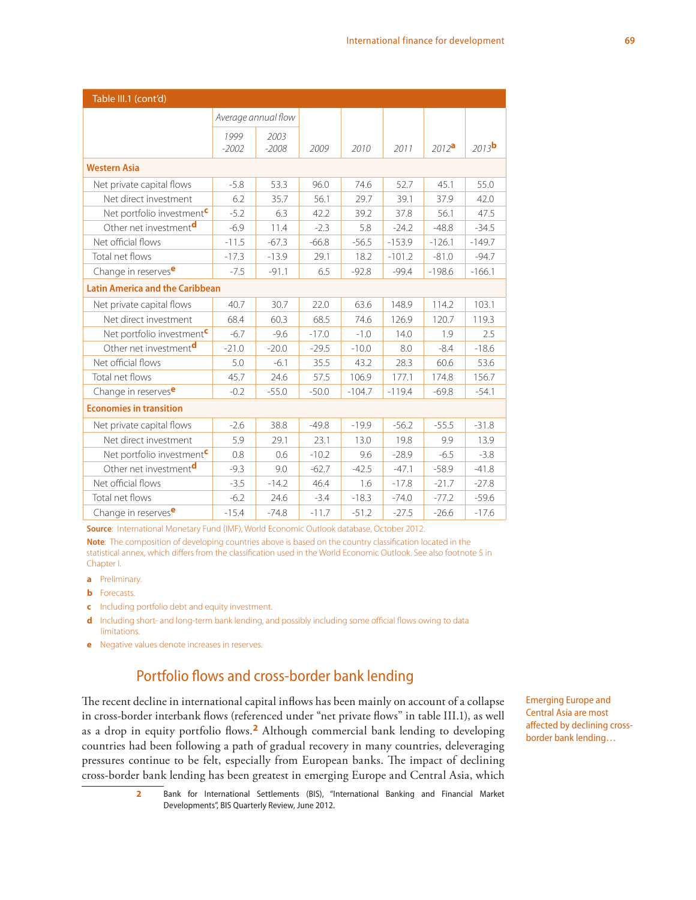| Table III.1 (cont'd) | | | | | | | |
|---|---|---|---|---|---|---|---|
| | *Average annual flow* | | | | | | |
| | *1999 -2002* | *2003 -2008* | *2009* | *2010* | *2011* | *2012*[a] | *2013*[b] |
| **Western Asia** | | | | | | | |
| Net private capital flows | -5.8 | 53.3 | 96.0 | 74.6 | 52.7 | 45.1 | 55.0 |
| Net direct investment | 6.2 | 35.7 | 56.1 | 29.7 | 39.1 | 37.9 | 42.0 |
| Net portfolio investment[c] | -5.2 | 6.3 | 42.2 | 39.2 | 37.8 | 56.1 | 47.5 |
| Other net investment[d] | -6.9 | 11.4 | -2.3 | 5.8 | -24.2 | -48.8 | -34.5 |
| Net official flows | -11.5 | -67.3 | -66.8 | -56.5 | -153.9 | -126.1 | -149.7 |
| Total net flows | -17.3 | -13.9 | 29.1 | 18.2 | -101.2 | -81.0 | -94.7 |
| Change in reserves[e] | -7.5 | -91.1 | 6.5 | -92.8 | -99.4 | -198.6 | -166.1 |
| **Latin America and the Caribbean** | | | | | | | |
| Net private capital flows | 40.7 | 30.7 | 22.0 | 63.6 | 148.9 | 114.2 | 103.1 |
| Net direct investment | 68.4 | 60.3 | 68.5 | 74.6 | 126.9 | 120.7 | 119.3 |
| Net portfolio investment[c] | -6.7 | -9.6 | -17.0 | -1.0 | 14.0 | 1.9 | 2.5 |
| Other net investment[d] | -21.0 | -20.0 | -29.5 | -10.0 | 8.0 | -8.4 | -18.6 |
| Net official flows | 5.0 | -6.1 | 35.5 | 43.2 | 28.3 | 60.6 | 53.6 |
| Total net flows | 45.7 | 24.6 | 57.5 | 106.9 | 177.1 | 174.8 | 156.7 |
| Change in reserves[e] | -0.2 | -55.0 | -50.0 | -104.7 | -119.4 | -69.8 | -54.1 |
| **Economies in transition** | | | | | | | |
| Net private capital flows | -2.6 | 38.8 | -49.8 | -19.9 | -56.2 | -55.5 | -31.8 |
| Net direct investment | 5.9 | 29.1 | 23.1 | 13.0 | 19.8 | 9.9 | 13.9 |
| Net portfolio investment[c] | 0.8 | 0.6 | -10.2 | 9.6 | -28.9 | -6.5 | -3.8 |
| Other net investment[d] | -9.3 | 9.0 | -62.7 | -42.5 | -47.1 | -58.9 | -41.8 |
| Net official flows | -3.5 | -14.2 | 46.4 | 1.6 | -17.8 | -21.7 | -27.8 |
| Total net flows | -6.2 | 24.6 | -3.4 | -18.3 | -74.0 | -77.2 | -59.6 |
| Change in reserves[e] | -15.4 | -74.8 | -11.7 | -51.2 | -27.5 | -26.6 | -17.6 |

**Source**: International Monetary Fund (IMF), World Economic Outlook database, October 2012.

**Note**: The composition of developing countries above is based on the country classification located in the statistical annex, which differs from the classification used in the World Economic Outlook. See also footnote 5 in Chapter I.

**a** Preliminary.

**b** Forecasts.

**c** Including portfolio debt and equity investment.

**d** Including short- and long-term bank lending, and possibly including some official flows owing to data limitations.

**e** Negative values denote increases in reserves.

## Portfolio flows and cross-border bank lending

Emerging Europe and Central Asia are most affected by declining cross-border bank lending…

The recent decline in international capital inflows has been mainly on account of a collapse in cross-border interbank flows (referenced under "net private flows" in table III.1), as well as a drop in equity portfolio flows.[2] Although commercial bank lending to developing countries had been following a path of gradual recovery in many countries, deleveraging pressures continue to be felt, especially from European banks. The impact of declining cross-border bank lending has been greatest in emerging Europe and Central Asia, which

2 Bank for International Settlements (BIS), "International Banking and Financial Market Developments", BIS Quarterly Review, June 2012.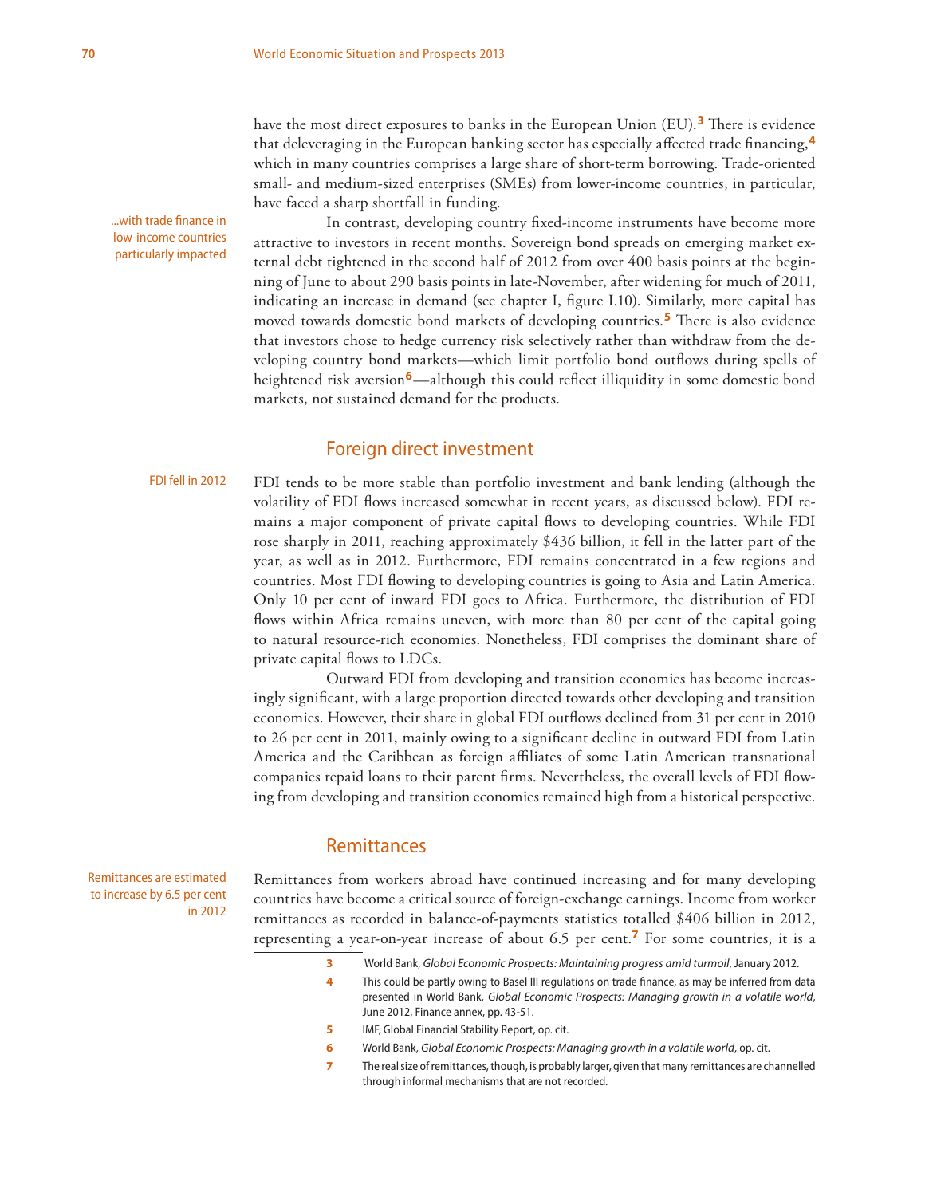have the most direct exposures to banks in the European Union (EU).[3] There is evidence that deleveraging in the European banking sector has especially affected trade financing,[4] which in many countries comprises a large share of short-term borrowing. Trade-oriented small- and medium-sized enterprises (SMEs) from lower-income countries, in particular, have faced a sharp shortfall in funding.

...with trade finance in low-income countries particularly impacted

In contrast, developing country fixed-income instruments have become more attractive to investors in recent months. Sovereign bond spreads on emerging market external debt tightened in the second half of 2012 from over 400 basis points at the beginning of June to about 290 basis points in late-November, after widening for much of 2011, indicating an increase in demand (see chapter I, figure I.10). Similarly, more capital has moved towards domestic bond markets of developing countries.[5] There is also evidence that investors chose to hedge currency risk selectively rather than withdraw from the developing country bond markets—which limit portfolio bond outflows during spells of heightened risk aversion[6]—although this could reflect illiquidity in some domestic bond markets, not sustained demand for the products.

## Foreign direct investment

FDI fell in 2012

FDI tends to be more stable than portfolio investment and bank lending (although the volatility of FDI flows increased somewhat in recent years, as discussed below). FDI remains a major component of private capital flows to developing countries. While FDI rose sharply in 2011, reaching approximately $436 billion, it fell in the latter part of the year, as well as in 2012. Furthermore, FDI remains concentrated in a few regions and countries. Most FDI flowing to developing countries is going to Asia and Latin America. Only 10 per cent of inward FDI goes to Africa. Furthermore, the distribution of FDI flows within Africa remains uneven, with more than 80 per cent of the capital going to natural resource-rich economies. Nonetheless, FDI comprises the dominant share of private capital flows to LDCs.

Outward FDI from developing and transition economies has become increasingly significant, with a large proportion directed towards other developing and transition economies. However, their share in global FDI outflows declined from 31 per cent in 2010 to 26 per cent in 2011, mainly owing to a significant decline in outward FDI from Latin America and the Caribbean as foreign affiliates of some Latin American transnational companies repaid loans to their parent firms. Nevertheless, the overall levels of FDI flowing from developing and transition economies remained high from a historical perspective.

## Remittances

Remittances are estimated to increase by 6.5 per cent in 2012

Remittances from workers abroad have continued increasing and for many developing countries have become a critical source of foreign-exchange earnings. Income from worker remittances as recorded in balance-of-payments statistics totalled $406 billion in 2012, representing a year-on-year increase of about 6.5 per cent.[7] For some countries, it is a

---

3 World Bank, *Global Economic Prospects: Maintaining progress amid turmoil*, January 2012.

4 This could be partly owing to Basel III regulations on trade finance, as may be inferred from data presented in World Bank, *Global Economic Prospects: Managing growth in a volatile world*, June 2012, Finance annex, pp. 43-51.

5 IMF, Global Financial Stability Report, op. cit.

6 World Bank, *Global Economic Prospects: Managing growth in a volatile world*, op. cit.

7 The real size of remittances, though, is probably larger, given that many remittances are channelled through informal mechanisms that are not recorded.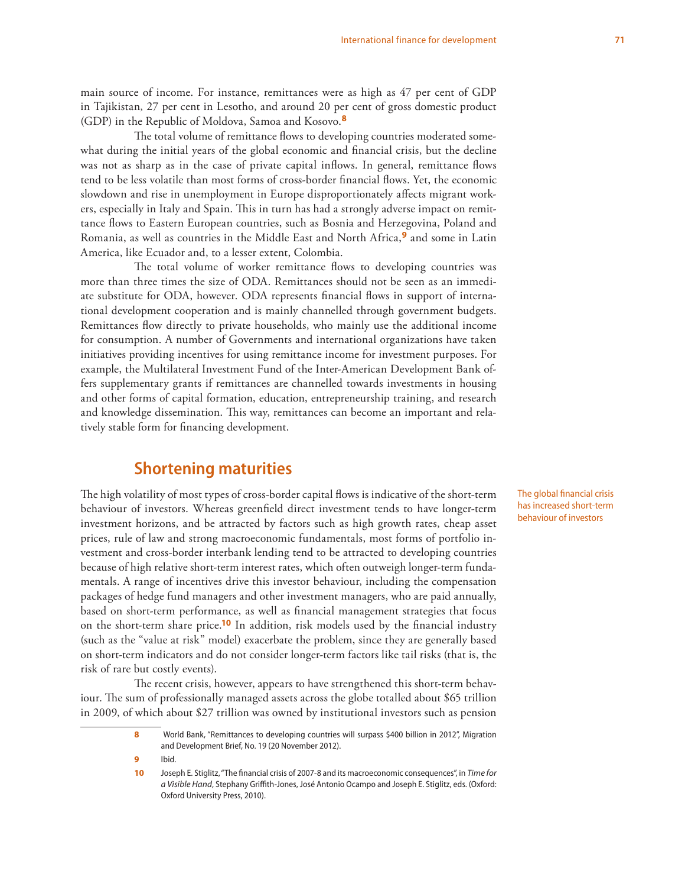main source of income. For instance, remittances were as high as 47 per cent of GDP in Tajikistan, 27 per cent in Lesotho, and around 20 per cent of gross domestic product (GDP) in the Republic of Moldova, Samoa and Kosovo.[8]

The total volume of remittance flows to developing countries moderated somewhat during the initial years of the global economic and financial crisis, but the decline was not as sharp as in the case of private capital inflows. In general, remittance flows tend to be less volatile than most forms of cross-border financial flows. Yet, the economic slowdown and rise in unemployment in Europe disproportionately affects migrant workers, especially in Italy and Spain. This in turn has had a strongly adverse impact on remittance flows to Eastern European countries, such as Bosnia and Herzegovina, Poland and Romania, as well as countries in the Middle East and North Africa,[9] and some in Latin America, like Ecuador and, to a lesser extent, Colombia.

The total volume of worker remittance flows to developing countries was more than three times the size of ODA. Remittances should not be seen as an immediate substitute for ODA, however. ODA represents financial flows in support of international development cooperation and is mainly channelled through government budgets. Remittances flow directly to private households, who mainly use the additional income for consumption. A number of Governments and international organizations have taken initiatives providing incentives for using remittance income for investment purposes. For example, the Multilateral Investment Fund of the Inter-American Development Bank offers supplementary grants if remittances are channelled towards investments in housing and other forms of capital formation, education, entrepreneurship training, and research and knowledge dissemination. This way, remittances can become an important and relatively stable form for financing development.

## Shortening maturities

The global financial crisis has increased short-term behaviour of investors

The high volatility of most types of cross-border capital flows is indicative of the short-term behaviour of investors. Whereas greenfield direct investment tends to have longer-term investment horizons, and be attracted by factors such as high growth rates, cheap asset prices, rule of law and strong macroeconomic fundamentals, most forms of portfolio investment and cross-border interbank lending tend to be attracted to developing countries because of high relative short-term interest rates, which often outweigh longer-term fundamentals. A range of incentives drive this investor behaviour, including the compensation packages of hedge fund managers and other investment managers, who are paid annually, based on short-term performance, as well as financial management strategies that focus on the short-term share price.[10] In addition, risk models used by the financial industry (such as the "value at risk" model) exacerbate the problem, since they are generally based on short-term indicators and do not consider longer-term factors like tail risks (that is, the risk of rare but costly events).

The recent crisis, however, appears to have strengthened this short-term behaviour. The sum of professionally managed assets across the globe totalled about $65 trillion in 2009, of which about $27 trillion was owned by institutional investors such as pension

---

8 World Bank, "Remittances to developing countries will surpass $400 billion in 2012", Migration and Development Brief, No. 19 (20 November 2012).

9 Ibid.

10 Joseph E. Stiglitz, "The financial crisis of 2007-8 and its macroeconomic consequences", in *Time for a Visible Hand*, Stephany Griffith-Jones, José Antonio Ocampo and Joseph E. Stiglitz, eds. (Oxford: Oxford University Press, 2010).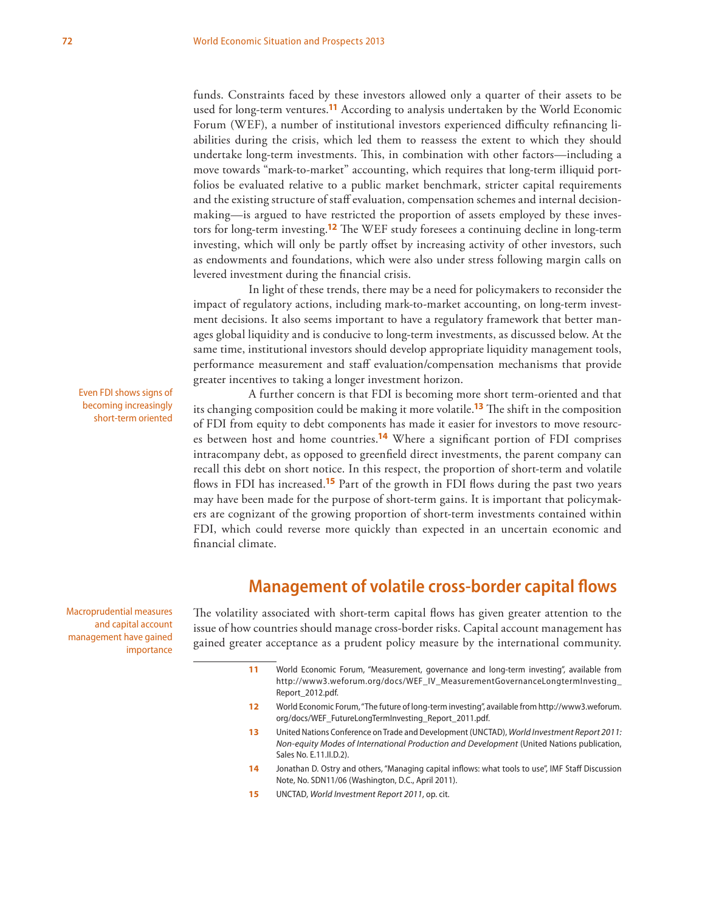funds. Constraints faced by these investors allowed only a quarter of their assets to be used for long-term ventures.[11] According to analysis undertaken by the World Economic Forum (WEF), a number of institutional investors experienced difficulty refinancing liabilities during the crisis, which led them to reassess the extent to which they should undertake long-term investments. This, in combination with other factors—including a move towards "mark-to-market" accounting, which requires that long-term illiquid portfolios be evaluated relative to a public market benchmark, stricter capital requirements and the existing structure of staff evaluation, compensation schemes and internal decision-making—is argued to have restricted the proportion of assets employed by these investors for long-term investing.[12] The WEF study foresees a continuing decline in long-term investing, which will only be partly offset by increasing activity of other investors, such as endowments and foundations, which were also under stress following margin calls on levered investment during the financial crisis.

In light of these trends, there may be a need for policymakers to reconsider the impact of regulatory actions, including mark-to-market accounting, on long-term investment decisions. It also seems important to have a regulatory framework that better manages global liquidity and is conducive to long-term investments, as discussed below. At the same time, institutional investors should develop appropriate liquidity management tools, performance measurement and staff evaluation/compensation mechanisms that provide greater incentives to taking a longer investment horizon.

Even FDI shows signs of becoming increasingly short-term oriented

A further concern is that FDI is becoming more short term-oriented and that its changing composition could be making it more volatile.[13] The shift in the composition of FDI from equity to debt components has made it easier for investors to move resources between host and home countries.[14] Where a significant portion of FDI comprises intracompany debt, as opposed to greenfield direct investments, the parent company can recall this debt on short notice. In this respect, the proportion of short-term and volatile flows in FDI has increased.[15] Part of the growth in FDI flows during the past two years may have been made for the purpose of short-term gains. It is important that policymakers are cognizant of the growing proportion of short-term investments contained within FDI, which could reverse more quickly than expected in an uncertain economic and financial climate.

## Management of volatile cross-border capital flows

Macroprudential measures and capital account management have gained importance

The volatility associated with short-term capital flows has given greater attention to the issue of how countries should manage cross-border risks. Capital account management has gained greater acceptance as a prudent policy measure by the international community.

---

11 World Economic Forum, "Measurement, governance and long-term investing", available from http://www3.weforum.org/docs/WEF_IV_MeasurementGovernanceLongtermInvesting_Report_2012.pdf.

12 World Economic Forum, "The future of long-term investing", available from http://www3.weforum.org/docs/WEF_FutureLongTermInvesting_Report_2011.pdf.

13 United Nations Conference on Trade and Development (UNCTAD), *World Investment Report 2011: Non-equity Modes of International Production and Development* (United Nations publication, Sales No. E.11.II.D.2).

14 Jonathan D. Ostry and others, "Managing capital inflows: what tools to use", IMF Staff Discussion Note, No. SDN11/06 (Washington, D.C., April 2011).

15 UNCTAD, *World Investment Report 2011*, op. cit.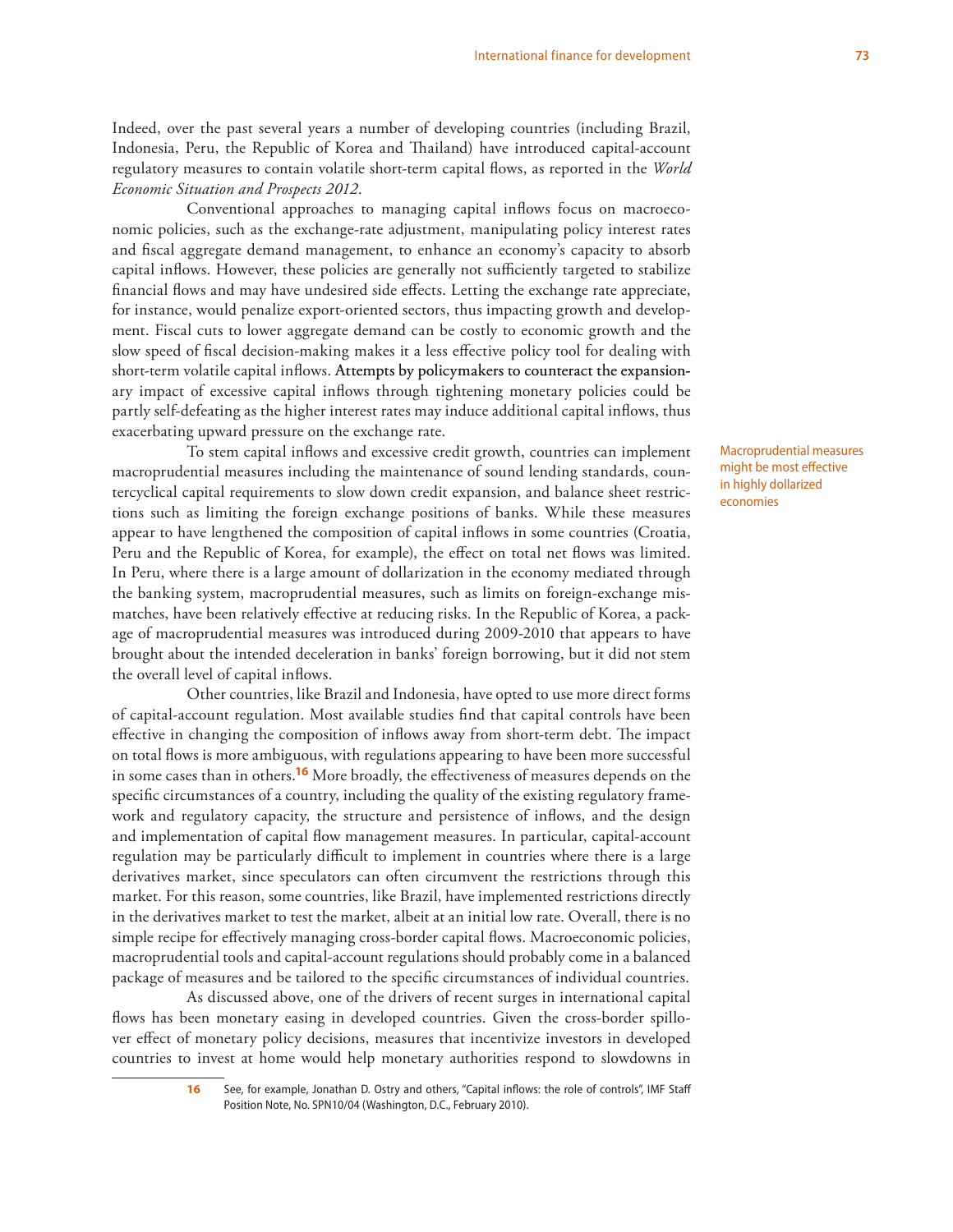Indeed, over the past several years a number of developing countries (including Brazil, Indonesia, Peru, the Republic of Korea and Thailand) have introduced capital-account regulatory measures to contain volatile short-term capital flows, as reported in the *World Economic Situation and Prospects 2012*.

Conventional approaches to managing capital inflows focus on macroeconomic policies, such as the exchange-rate adjustment, manipulating policy interest rates and fiscal aggregate demand management, to enhance an economy's capacity to absorb capital inflows. However, these policies are generally not sufficiently targeted to stabilize financial flows and may have undesired side effects. Letting the exchange rate appreciate, for instance, would penalize export-oriented sectors, thus impacting growth and development. Fiscal cuts to lower aggregate demand can be costly to economic growth and the slow speed of fiscal decision-making makes it a less effective policy tool for dealing with short-term volatile capital inflows. Attempts by policymakers to counteract the expansionary impact of excessive capital inflows through tightening monetary policies could be partly self-defeating as the higher interest rates may induce additional capital inflows, thus exacerbating upward pressure on the exchange rate.

Macroprudential measures might be most effective in highly dollarized economies

To stem capital inflows and excessive credit growth, countries can implement macroprudential measures including the maintenance of sound lending standards, countercyclical capital requirements to slow down credit expansion, and balance sheet restrictions such as limiting the foreign exchange positions of banks. While these measures appear to have lengthened the composition of capital inflows in some countries (Croatia, Peru and the Republic of Korea, for example), the effect on total net flows was limited. In Peru, where there is a large amount of dollarization in the economy mediated through the banking system, macroprudential measures, such as limits on foreign-exchange mismatches, have been relatively effective at reducing risks. In the Republic of Korea, a package of macroprudential measures was introduced during 2009-2010 that appears to have brought about the intended deceleration in banks' foreign borrowing, but it did not stem the overall level of capital inflows.

Other countries, like Brazil and Indonesia, have opted to use more direct forms of capital-account regulation. Most available studies find that capital controls have been effective in changing the composition of inflows away from short-term debt. The impact on total flows is more ambiguous, with regulations appearing to have been more successful in some cases than in others.[16] More broadly, the effectiveness of measures depends on the specific circumstances of a country, including the quality of the existing regulatory framework and regulatory capacity, the structure and persistence of inflows, and the design and implementation of capital flow management measures. In particular, capital-account regulation may be particularly difficult to implement in countries where there is a large derivatives market, since speculators can often circumvent the restrictions through this market. For this reason, some countries, like Brazil, have implemented restrictions directly in the derivatives market to test the market, albeit at an initial low rate. Overall, there is no simple recipe for effectively managing cross-border capital flows. Macroeconomic policies, macroprudential tools and capital-account regulations should probably come in a balanced package of measures and be tailored to the specific circumstances of individual countries.

As discussed above, one of the drivers of recent surges in international capital flows has been monetary easing in developed countries. Given the cross-border spillover effect of monetary policy decisions, measures that incentivize investors in developed countries to invest at home would help monetary authorities respond to slowdowns in

16 See, for example, Jonathan D. Ostry and others, "Capital inflows: the role of controls", IMF Staff Position Note, No. SPN10/04 (Washington, D.C., February 2010).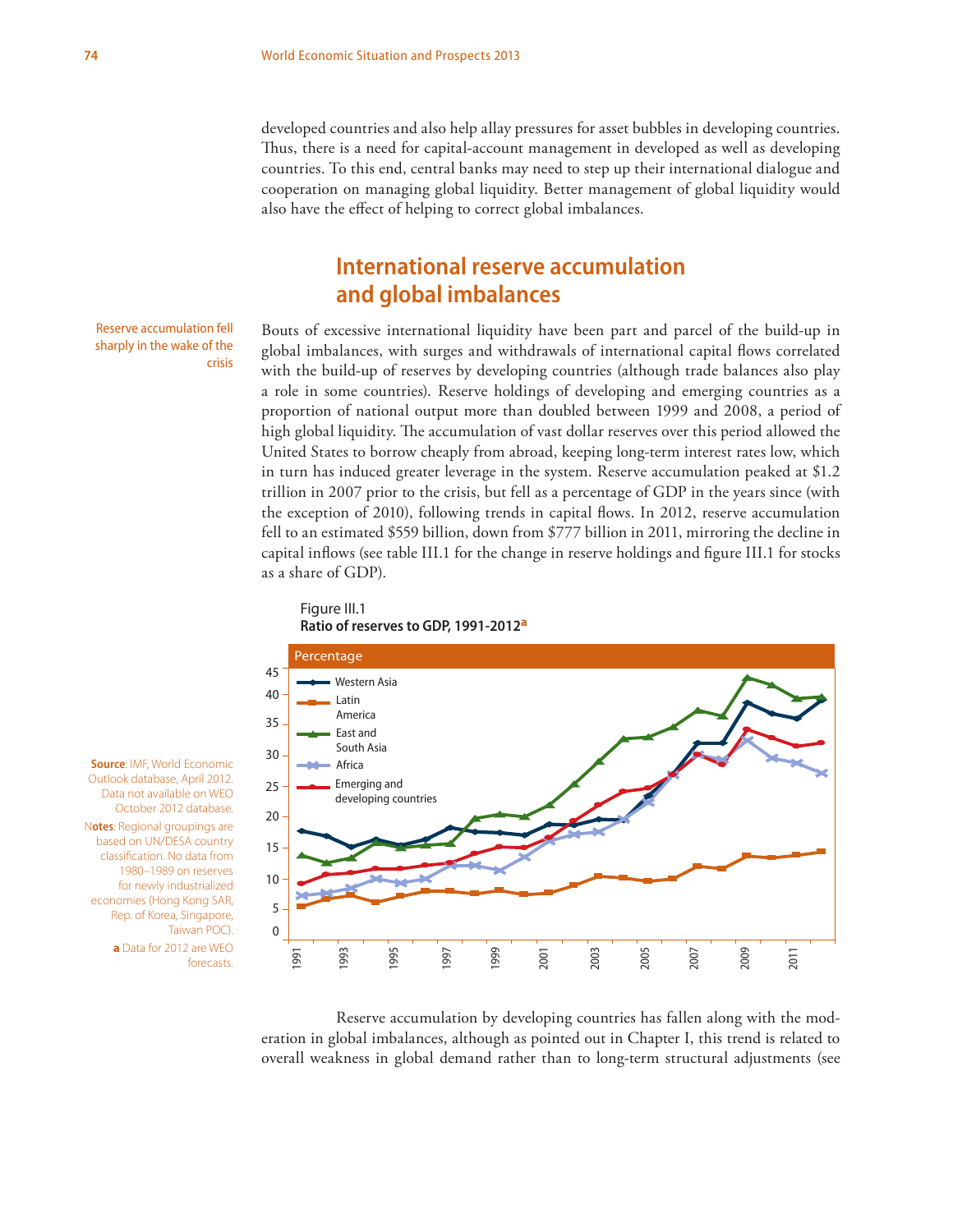developed countries and also help allay pressures for asset bubbles in developing countries. Thus, there is a need for capital-account management in developed as well as developing countries. To this end, central banks may need to step up their international dialogue and cooperation on managing global liquidity. Better management of global liquidity would also have the effect of helping to correct global imbalances.

## International reserve accumulation and global imbalances

Reserve accumulation fell sharply in the wake of the crisis

Bouts of excessive international liquidity have been part and parcel of the build-up in global imbalances, with surges and withdrawals of international capital flows correlated with the build-up of reserves by developing countries (although trade balances also play a role in some countries). Reserve holdings of developing and emerging countries as a proportion of national output more than doubled between 1999 and 2008, a period of high global liquidity. The accumulation of vast dollar reserves over this period allowed the United States to borrow cheaply from abroad, keeping long-term interest rates low, which in turn has induced greater leverage in the system. Reserve accumulation peaked at $1.2 trillion in 2007 prior to the crisis, but fell as a percentage of GDP in the years since (with the exception of 2010), following trends in capital flows. In 2012, reserve accumulation fell to an estimated $559 billion, down from $777 billion in 2011, mirroring the decline in capital inflows (see table III.1 for the change in reserve holdings and figure III.1 for stocks as a share of GDP).

Figure III.1
**Ratio of reserves to GDP, 1991-2012[a]**

Percentage

Western Asia; Latin America; East and South Asia; Africa; Emerging and developing countries

**Source**: IMF, World Economic Outlook database, April 2012. Data not available on WEO October 2012 database.

**Notes**: Regional groupings are based on UN/DESA country classification. No data from 1980–1989 on reserves for newly industrialized economies (Hong Kong SAR, Rep. of Korea, Singapore, Taiwan POC).

**a** Data for 2012 are WEO forecasts.

Reserve accumulation by developing countries has fallen along with the moderation in global imbalances, although as pointed out in Chapter I, this trend is related to overall weakness in global demand rather than to long-term structural adjustments (see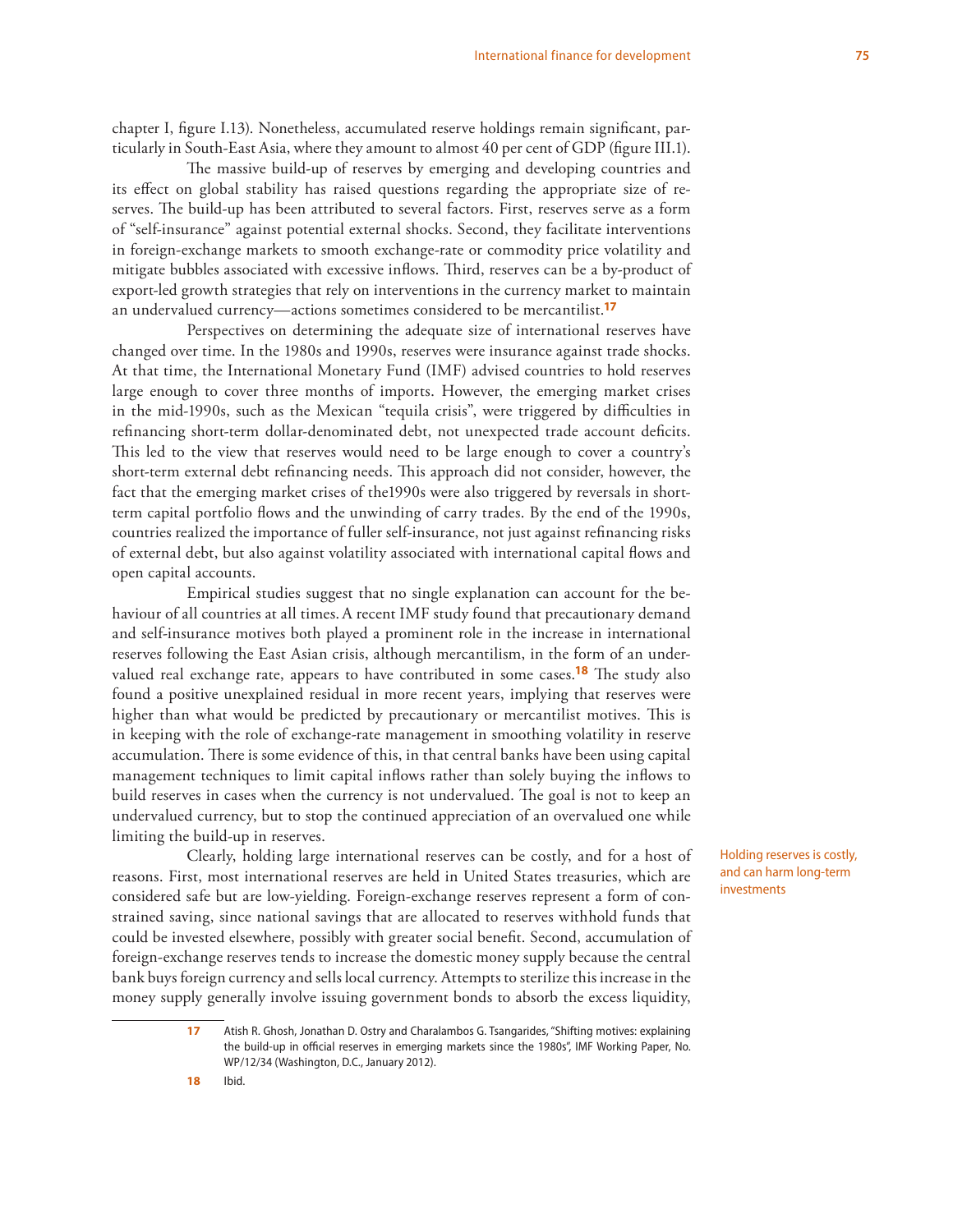chapter I, figure I.13). Nonetheless, accumulated reserve holdings remain significant, particularly in South-East Asia, where they amount to almost 40 per cent of GDP (figure III.1).

The massive build-up of reserves by emerging and developing countries and its effect on global stability has raised questions regarding the appropriate size of reserves. The build-up has been attributed to several factors. First, reserves serve as a form of "self-insurance" against potential external shocks. Second, they facilitate interventions in foreign-exchange markets to smooth exchange-rate or commodity price volatility and mitigate bubbles associated with excessive inflows. Third, reserves can be a by-product of export-led growth strategies that rely on interventions in the currency market to maintain an undervalued currency—actions sometimes considered to be mercantilist.[17]

Perspectives on determining the adequate size of international reserves have changed over time. In the 1980s and 1990s, reserves were insurance against trade shocks. At that time, the International Monetary Fund (IMF) advised countries to hold reserves large enough to cover three months of imports. However, the emerging market crises in the mid-1990s, such as the Mexican "tequila crisis", were triggered by difficulties in refinancing short-term dollar-denominated debt, not unexpected trade account deficits. This led to the view that reserves would need to be large enough to cover a country's short-term external debt refinancing needs. This approach did not consider, however, the fact that the emerging market crises of the1990s were also triggered by reversals in short-term capital portfolio flows and the unwinding of carry trades. By the end of the 1990s, countries realized the importance of fuller self-insurance, not just against refinancing risks of external debt, but also against volatility associated with international capital flows and open capital accounts.

Empirical studies suggest that no single explanation can account for the behaviour of all countries at all times. A recent IMF study found that precautionary demand and self-insurance motives both played a prominent role in the increase in international reserves following the East Asian crisis, although mercantilism, in the form of an undervalued real exchange rate, appears to have contributed in some cases.[18] The study also found a positive unexplained residual in more recent years, implying that reserves were higher than what would be predicted by precautionary or mercantilist motives. This is in keeping with the role of exchange-rate management in smoothing volatility in reserve accumulation. There is some evidence of this, in that central banks have been using capital management techniques to limit capital inflows rather than solely buying the inflows to build reserves in cases when the currency is not undervalued. The goal is not to keep an undervalued currency, but to stop the continued appreciation of an overvalued one while limiting the build-up in reserves.

Holding reserves is costly, and can harm long-term investments

Clearly, holding large international reserves can be costly, and for a host of reasons. First, most international reserves are held in United States treasuries, which are considered safe but are low-yielding. Foreign-exchange reserves represent a form of constrained saving, since national savings that are allocated to reserves withhold funds that could be invested elsewhere, possibly with greater social benefit. Second, accumulation of foreign-exchange reserves tends to increase the domestic money supply because the central bank buys foreign currency and sells local currency. Attempts to sterilize this increase in the money supply generally involve issuing government bonds to absorb the excess liquidity,

---

17 Atish R. Ghosh, Jonathan D. Ostry and Charalambos G. Tsangarides, "Shifting motives: explaining the build-up in official reserves in emerging markets since the 1980s", IMF Working Paper, No. WP/12/34 (Washington, D.C., January 2012).

18 Ibid.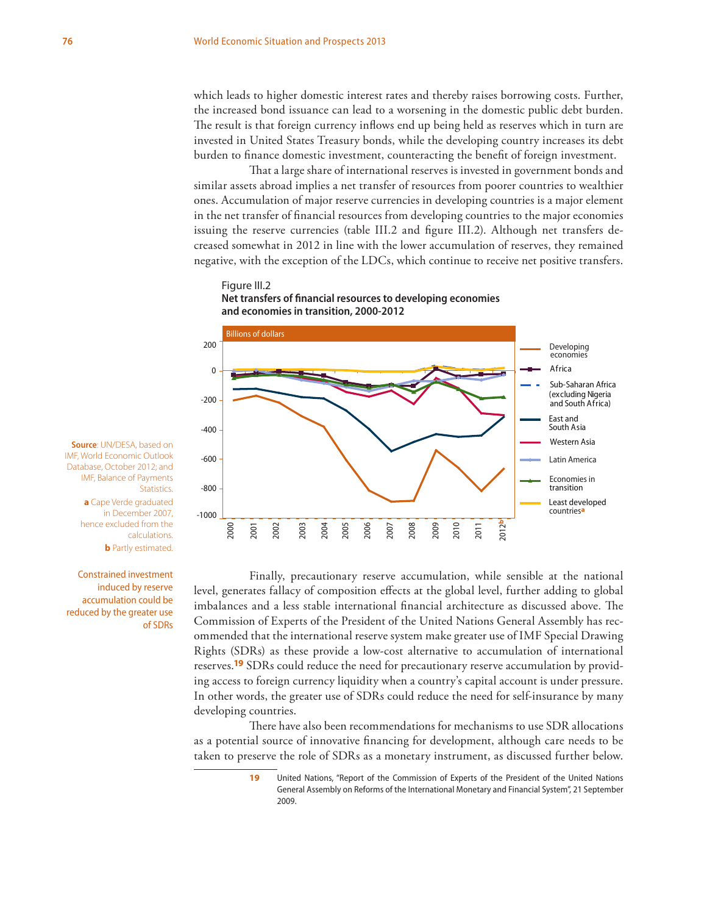which leads to higher domestic interest rates and thereby raises borrowing costs. Further, the increased bond issuance can lead to a worsening in the domestic public debt burden. The result is that foreign currency inflows end up being held as reserves which in turn are invested in United States Treasury bonds, while the developing country increases its debt burden to finance domestic investment, counteracting the benefit of foreign investment.

That a large share of international reserves is invested in government bonds and similar assets abroad implies a net transfer of resources from poorer countries to wealthier ones. Accumulation of major reserve currencies in developing countries is a major element in the net transfer of financial resources from developing countries to the major economies issuing the reserve currencies (table III.2 and figure III.2). Although net transfers decreased somewhat in 2012 in line with the lower accumulation of reserves, they remained negative, with the exception of the LDCs, which continue to receive net positive transfers.

Figure III.2
**Net transfers of financial resources to developing economies and economies in transition, 2000-2012**

Billions of dollars

Legend: Developing economies; Africa; Sub-Saharan Africa (excluding Nigeria and South Africa); East and South Asia; Western Asia; Latin America; Economies in transition; Least developed countries[a]

**Source**: UN/DESA, based on IMF, World Economic Outlook Database, October 2012; and IMF, Balance of Payments Statistics.

**a** Cape Verde graduated in December 2007, hence excluded from the calculations.

**b** Partly estimated.

Constrained investment induced by reserve accumulation could be reduced by the greater use of SDRs

Finally, precautionary reserve accumulation, while sensible at the national level, generates fallacy of composition effects at the global level, further adding to global imbalances and a less stable international financial architecture as discussed above. The Commission of Experts of the President of the United Nations General Assembly has recommended that the international reserve system make greater use of IMF Special Drawing Rights (SDRs) as these provide a low-cost alternative to accumulation of international reserves.[19] SDRs could reduce the need for precautionary reserve accumulation by providing access to foreign currency liquidity when a country's capital account is under pressure. In other words, the greater use of SDRs could reduce the need for self-insurance by many developing countries.

There have also been recommendations for mechanisms to use SDR allocations as a potential source of innovative financing for development, although care needs to be taken to preserve the role of SDRs as a monetary instrument, as discussed further below.

19 United Nations, "Report of the Commission of Experts of the President of the United Nations General Assembly on Reforms of the International Monetary and Financial System", 21 September 2009.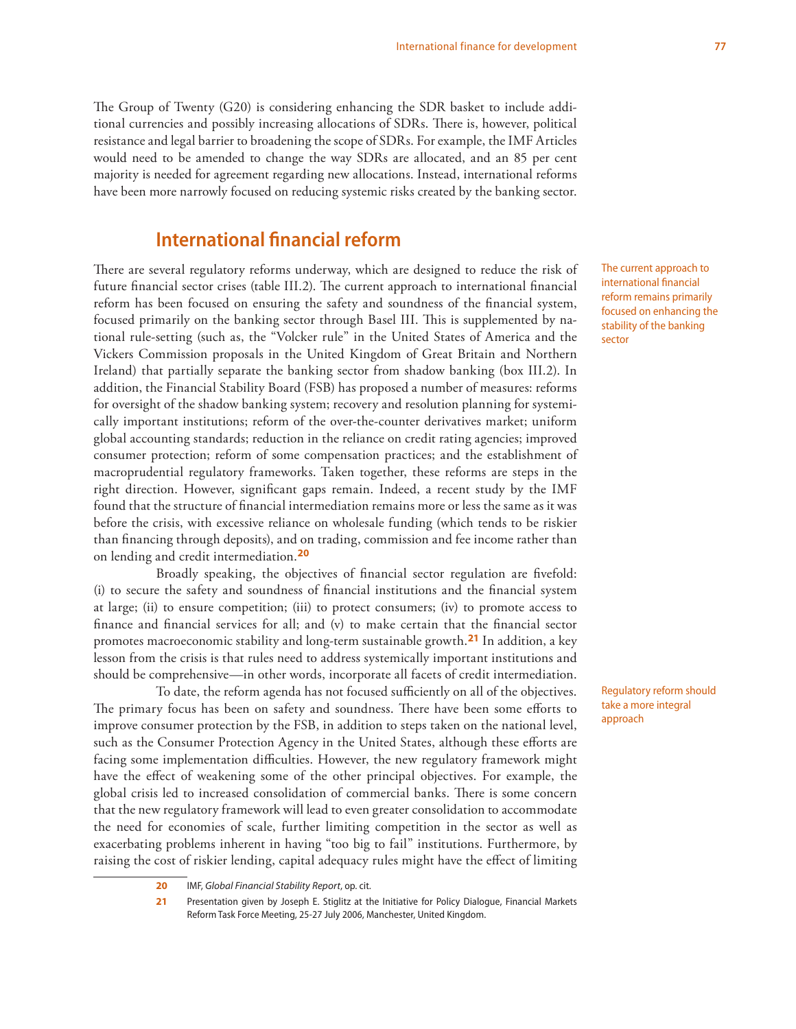The Group of Twenty (G20) is considering enhancing the SDR basket to include additional currencies and possibly increasing allocations of SDRs. There is, however, political resistance and legal barrier to broadening the scope of SDRs. For example, the IMF Articles would need to be amended to change the way SDRs are allocated, and an 85 per cent majority is needed for agreement regarding new allocations. Instead, international reforms have been more narrowly focused on reducing systemic risks created by the banking sector.

## International financial reform

*The current approach to international financial reform remains primarily focused on enhancing the stability of the banking sector*

There are several regulatory reforms underway, which are designed to reduce the risk of future financial sector crises (table III.2). The current approach to international financial reform has been focused on ensuring the safety and soundness of the financial system, focused primarily on the banking sector through Basel III. This is supplemented by national rule-setting (such as, the "Volcker rule" in the United States of America and the Vickers Commission proposals in the United Kingdom of Great Britain and Northern Ireland) that partially separate the banking sector from shadow banking (box III.2). In addition, the Financial Stability Board (FSB) has proposed a number of measures: reforms for oversight of the shadow banking system; recovery and resolution planning for systemically important institutions; reform of the over-the-counter derivatives market; uniform global accounting standards; reduction in the reliance on credit rating agencies; improved consumer protection; reform of some compensation practices; and the establishment of macroprudential regulatory frameworks. Taken together, these reforms are steps in the right direction. However, significant gaps remain. Indeed, a recent study by the IMF found that the structure of financial intermediation remains more or less the same as it was before the crisis, with excessive reliance on wholesale funding (which tends to be riskier than financing through deposits), and on trading, commission and fee income rather than on lending and credit intermediation.[20]

Broadly speaking, the objectives of financial sector regulation are fivefold: (i) to secure the safety and soundness of financial institutions and the financial system at large; (ii) to ensure competition; (iii) to protect consumers; (iv) to promote access to finance and financial services for all; and (v) to make certain that the financial sector promotes macroeconomic stability and long-term sustainable growth.[21] In addition, a key lesson from the crisis is that rules need to address systemically important institutions and should be comprehensive—in other words, incorporate all facets of credit intermediation.

*Regulatory reform should take a more integral approach*

To date, the reform agenda has not focused sufficiently on all of the objectives. The primary focus has been on safety and soundness. There have been some efforts to improve consumer protection by the FSB, in addition to steps taken on the national level, such as the Consumer Protection Agency in the United States, although these efforts are facing some implementation difficulties. However, the new regulatory framework might have the effect of weakening some of the other principal objectives. For example, the global crisis led to increased consolidation of commercial banks. There is some concern that the new regulatory framework will lead to even greater consolidation to accommodate the need for economies of scale, further limiting competition in the sector as well as exacerbating problems inherent in having "too big to fail" institutions. Furthermore, by raising the cost of riskier lending, capital adequacy rules might have the effect of limiting

---

20 IMF, *Global Financial Stability Report*, op. cit.

21 Presentation given by Joseph E. Stiglitz at the Initiative for Policy Dialogue, Financial Markets Reform Task Force Meeting, 25-27 July 2006, Manchester, United Kingdom.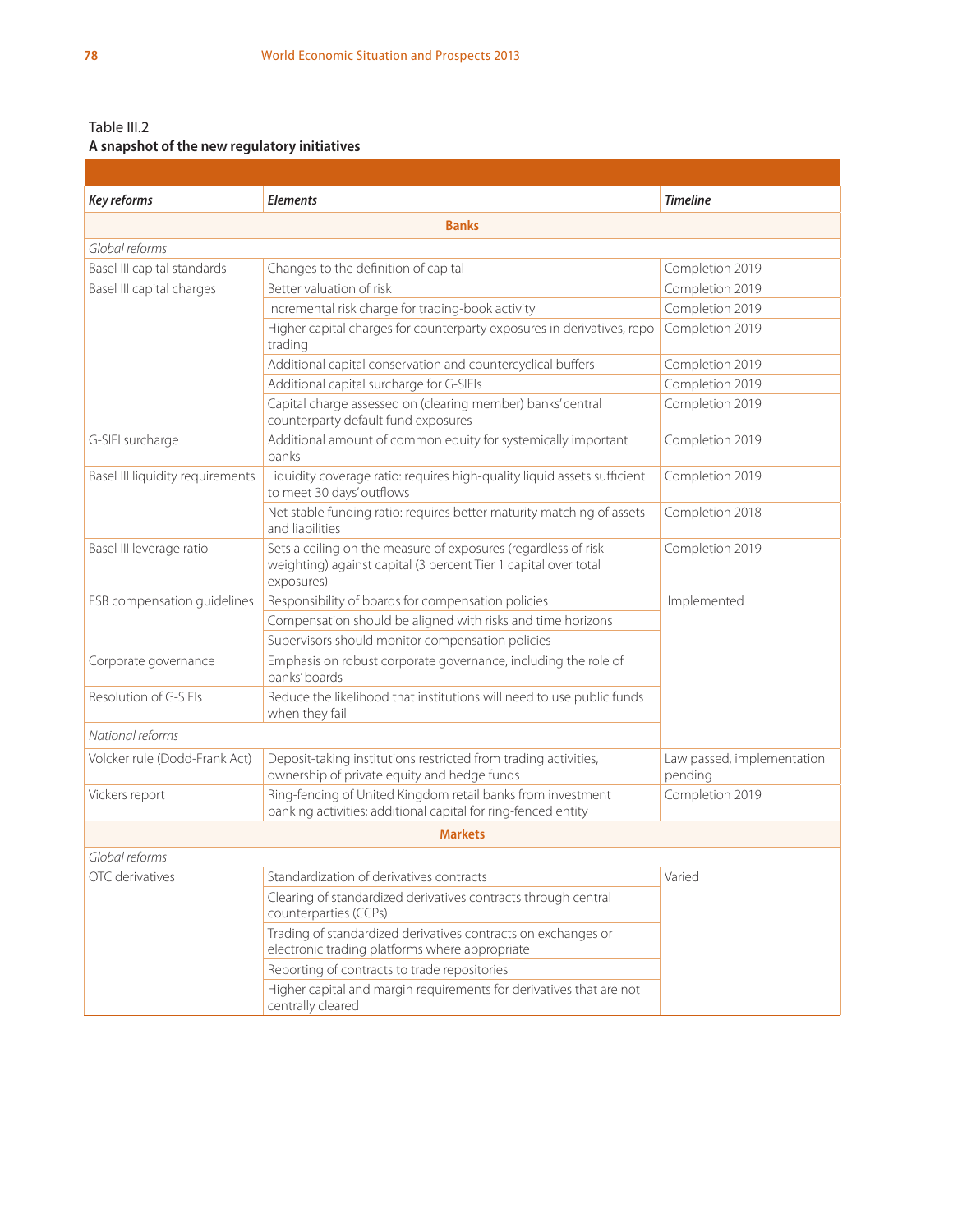Table III.2

**A snapshot of the new regulatory initiatives**

| *Key reforms* | *Elements* | *Timeline* |
|---|---|---|
| **Banks** | | |
| *Global reforms* | | |
| Basel III capital standards | Changes to the definition of capital | Completion 2019 |
| Basel III capital charges | Better valuation of risk | Completion 2019 |
| | Incremental risk charge for trading-book activity | Completion 2019 |
| | Higher capital charges for counterparty exposures in derivatives, repo trading | Completion 2019 |
| | Additional capital conservation and countercyclical buffers | Completion 2019 |
| | Additional capital surcharge for G-SIFIs | Completion 2019 |
| | Capital charge assessed on (clearing member) banks' central counterparty default fund exposures | Completion 2019 |
| G-SIFI surcharge | Additional amount of common equity for systemically important banks | Completion 2019 |
| Basel III liquidity requirements | Liquidity coverage ratio: requires high-quality liquid assets sufficient to meet 30 days' outflows | Completion 2019 |
| | Net stable funding ratio: requires better maturity matching of assets and liabilities | Completion 2018 |
| Basel III leverage ratio | Sets a ceiling on the measure of exposures (regardless of risk weighting) against capital (3 percent Tier 1 capital over total exposures) | Completion 2019 |
| FSB compensation guidelines | Responsibility of boards for compensation policies | Implemented |
| | Compensation should be aligned with risks and time horizons | |
| | Supervisors should monitor compensation policies | |
| Corporate governance | Emphasis on robust corporate governance, including the role of banks' boards | |
| Resolution of G-SIFIs | Reduce the likelihood that institutions will need to use public funds when they fail | |
| *National reforms* | | |
| Volcker rule (Dodd-Frank Act) | Deposit-taking institutions restricted from trading activities, ownership of private equity and hedge funds | Law passed, implementation pending |
| Vickers report | Ring-fencing of United Kingdom retail banks from investment banking activities; additional capital for ring-fenced entity | Completion 2019 |
| **Markets** | | |
| *Global reforms* | | |
| OTC derivatives | Standardization of derivatives contracts | Varied |
| | Clearing of standardized derivatives contracts through central counterparties (CCPs) | |
| | Trading of standardized derivatives contracts on exchanges or electronic trading platforms where appropriate | |
| | Reporting of contracts to trade repositories | |
| | Higher capital and margin requirements for derivatives that are not centrally cleared | |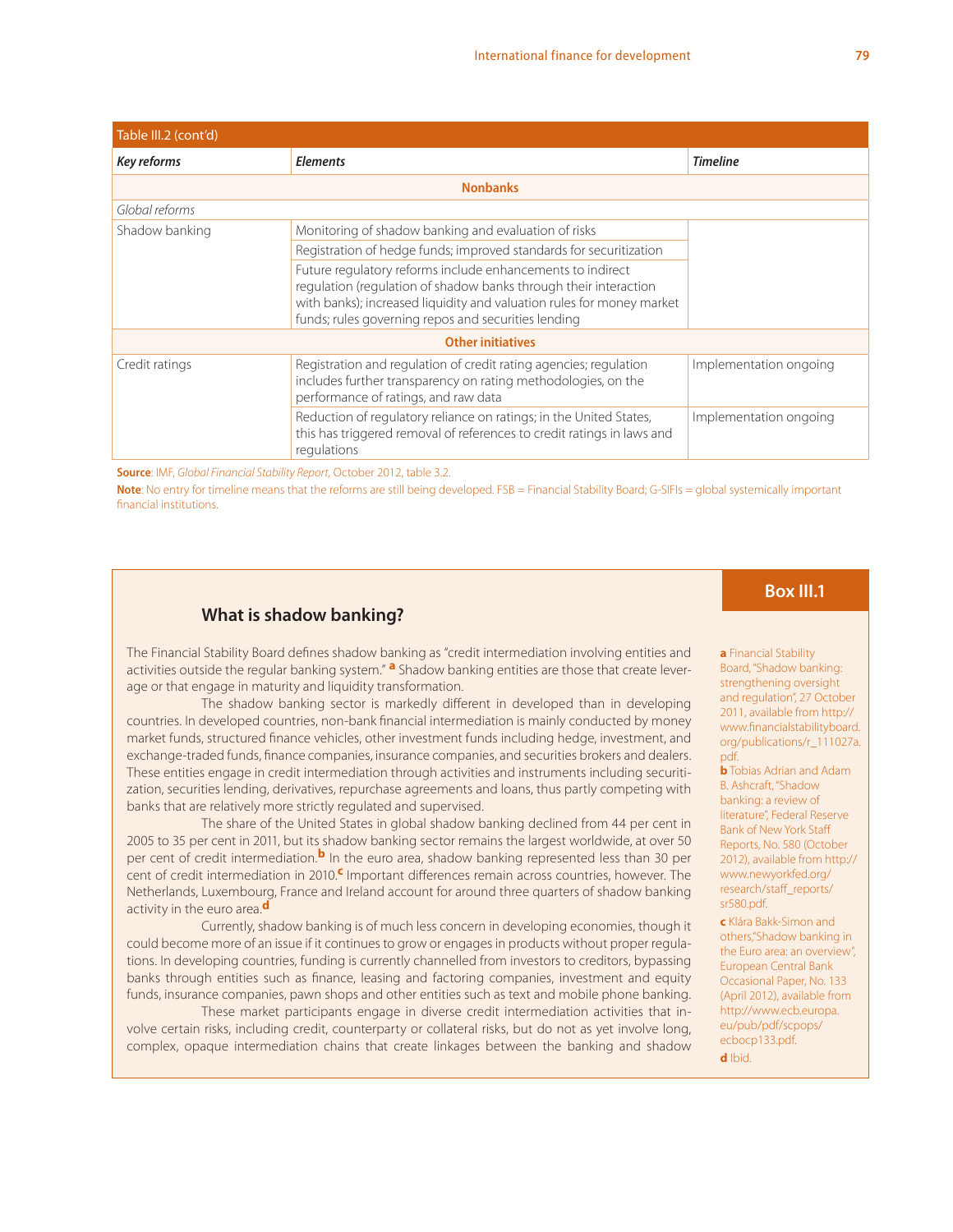Table III.2 (cont'd)

| *Key reforms* | *Elements* | *Timeline* |
|---|---|---|
| **Nonbanks** | | |
| *Global reforms* | | |
| Shadow banking | Monitoring of shadow banking and evaluation of risks | |
| | Registration of hedge funds; improved standards for securitization | |
| | Future regulatory reforms include enhancements to indirect regulation (regulation of shadow banks through their interaction with banks); increased liquidity and valuation rules for money market funds; rules governing repos and securities lending | |
| **Other initiatives** | | |
| Credit ratings | Registration and regulation of credit rating agencies; regulation includes further transparency on rating methodologies, on the performance of ratings, and raw data | Implementation ongoing |
| | Reduction of regulatory reliance on ratings; in the United States, this has triggered removal of references to credit ratings in laws and regulations | Implementation ongoing |

**Source**: IMF, *Global Financial Stability Report*, October 2012, table 3.2.

**Note**: No entry for timeline means that the reforms are still being developed. FSB = Financial Stability Board; G-SIFIs = global systemically important financial institutions.

## Box III.1

### What is shadow banking?

The Financial Stability Board defines shadow banking as "credit intermediation involving entities and activities outside the regular banking system." [a] Shadow banking entities are those that create leverage or that engage in maturity and liquidity transformation.

The shadow banking sector is markedly different in developed than in developing countries. In developed countries, non-bank financial intermediation is mainly conducted by money market funds, structured finance vehicles, other investment funds including hedge, investment, and exchange-traded funds, finance companies, insurance companies, and securities brokers and dealers. These entities engage in credit intermediation through activities and instruments including securitization, securities lending, derivatives, repurchase agreements and loans, thus partly competing with banks that are relatively more strictly regulated and supervised.

The share of the United States in global shadow banking declined from 44 per cent in 2005 to 35 per cent in 2011, but its shadow banking sector remains the largest worldwide, at over 50 per cent of credit intermediation.[b] In the euro area, shadow banking represented less than 30 per cent of credit intermediation in 2010.[c] Important differences remain across countries, however. The Netherlands, Luxembourg, France and Ireland account for around three quarters of shadow banking activity in the euro area.[d]

Currently, shadow banking is of much less concern in developing economies, though it could become more of an issue if it continues to grow or engages in products without proper regulations. In developing countries, funding is currently channelled from investors to creditors, bypassing banks through entities such as finance, leasing and factoring companies, investment and equity funds, insurance companies, pawn shops and other entities such as text and mobile phone banking.

These market participants engage in diverse credit intermediation activities that involve certain risks, including credit, counterparty or collateral risks, but do not as yet involve long, complex, opaque intermediation chains that create linkages between the banking and shadow

**a** Financial Stability Board, "Shadow banking: strengthening oversight and regulation", 27 October 2011, available from http://www.financialstabilityboard.org/publications/r_111027a.pdf.

**b** Tobias Adrian and Adam B. Ashcraft, "Shadow banking: a review of literature", Federal Reserve Bank of New York Staff Reports, No. 580 (October 2012), available from http://www.newyorkfed.org/research/staff_reports/sr580.pdf.

**c** Klára Bakk-Simon and others,"Shadow banking in the Euro area: an overview", European Central Bank Occasional Paper, No. 133 (April 2012), available from http://www.ecb.europa.eu/pub/pdf/scpops/ecbocp133.pdf.

**d** Ibid.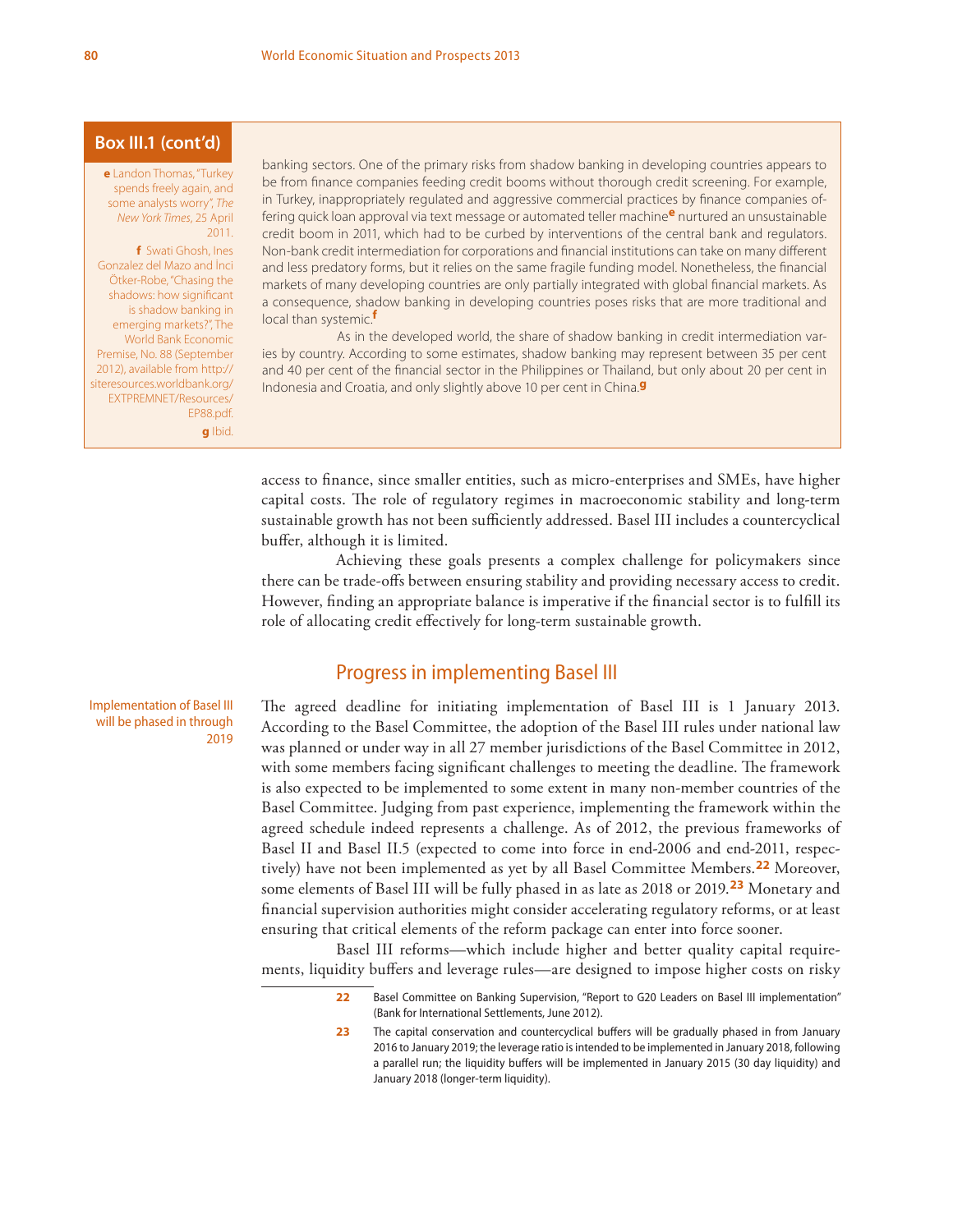**Box III.1 (cont'd)**

banking sectors. One of the primary risks from shadow banking in developing countries appears to be from finance companies feeding credit booms without thorough credit screening. For example, in Turkey, inappropriately regulated and aggressive commercial practices by finance companies offering quick loan approval via text message or automated teller machine[e] nurtured an unsustainable credit boom in 2011, which had to be curbed by interventions of the central bank and regulators. Non-bank credit intermediation for corporations and financial institutions can take on many different and less predatory forms, but it relies on the same fragile funding model. Nonetheless, the financial markets of many developing countries are only partially integrated with global financial markets. As a consequence, shadow banking in developing countries poses risks that are more traditional and local than systemic.[f]

As in the developed world, the share of shadow banking in credit intermediation varies by country. According to some estimates, shadow banking may represent between 35 per cent and 40 per cent of the financial sector in the Philippines or Thailand, but only about 20 per cent in Indonesia and Croatia, and only slightly above 10 per cent in China.[g]

[e] Landon Thomas, "Turkey spends freely again, and some analysts worry", *The New York Times*, 25 April 2011.

[f] Swati Ghosh, Ines Gonzalez del Mazo and İnci Ötker-Robe, "Chasing the shadows: how significant is shadow banking in emerging markets?", The World Bank Economic Premise, No. 88 (September 2012), available from http://siteresources.worldbank.org/EXTPREMNET/Resources/EP88.pdf.

[g] Ibid.

access to finance, since smaller entities, such as micro-enterprises and SMEs, have higher capital costs. The role of regulatory regimes in macroeconomic stability and long-term sustainable growth has not been sufficiently addressed. Basel III includes a countercyclical buffer, although it is limited.

Achieving these goals presents a complex challenge for policymakers since there can be trade-offs between ensuring stability and providing necessary access to credit. However, finding an appropriate balance is imperative if the financial sector is to fulfill its role of allocating credit effectively for long-term sustainable growth.

## Progress in implementing Basel III

*Implementation of Basel III will be phased in through 2019*

The agreed deadline for initiating implementation of Basel III is 1 January 2013. According to the Basel Committee, the adoption of the Basel III rules under national law was planned or under way in all 27 member jurisdictions of the Basel Committee in 2012, with some members facing significant challenges to meeting the deadline. The framework is also expected to be implemented to some extent in many non-member countries of the Basel Committee. Judging from past experience, implementing the framework within the agreed schedule indeed represents a challenge. As of 2012, the previous frameworks of Basel II and Basel II.5 (expected to come into force in end-2006 and end-2011, respectively) have not been implemented as yet by all Basel Committee Members.[22] Moreover, some elements of Basel III will be fully phased in as late as 2018 or 2019.[23] Monetary and financial supervision authorities might consider accelerating regulatory reforms, or at least ensuring that critical elements of the reform package can enter into force sooner.

Basel III reforms—which include higher and better quality capital requirements, liquidity buffers and leverage rules—are designed to impose higher costs on risky

[22] Basel Committee on Banking Supervision, "Report to G20 Leaders on Basel III implementation" (Bank for International Settlements, June 2012).

[23] The capital conservation and countercyclical buffers will be gradually phased in from January 2016 to January 2019; the leverage ratio is intended to be implemented in January 2018, following a parallel run; the liquidity buffers will be implemented in January 2015 (30 day liquidity) and January 2018 (longer-term liquidity).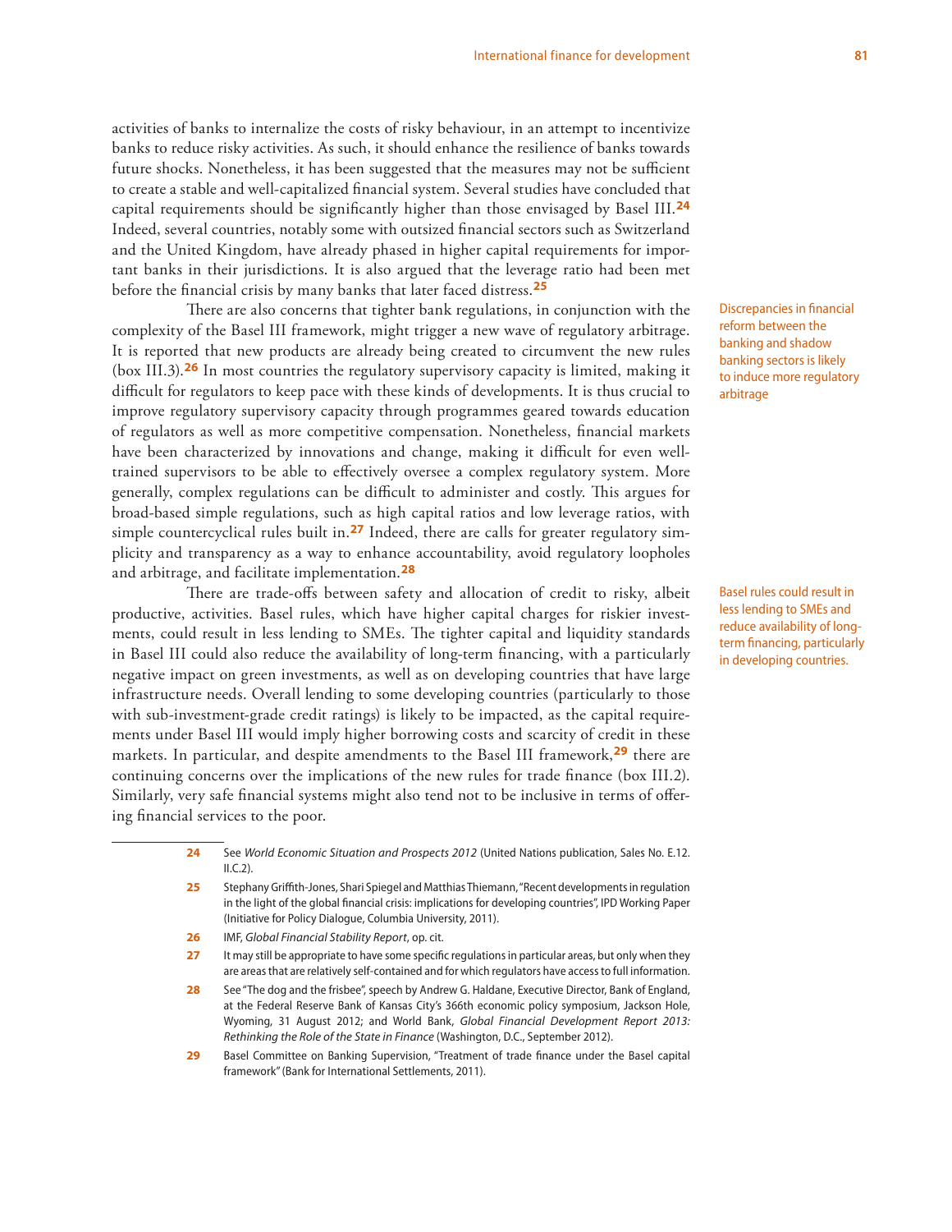activities of banks to internalize the costs of risky behaviour, in an attempt to incentivize banks to reduce risky activities. As such, it should enhance the resilience of banks towards future shocks. Nonetheless, it has been suggested that the measures may not be sufficient to create a stable and well-capitalized financial system. Several studies have concluded that capital requirements should be significantly higher than those envisaged by Basel III.[24] Indeed, several countries, notably some with outsized financial sectors such as Switzerland and the United Kingdom, have already phased in higher capital requirements for important banks in their jurisdictions. It is also argued that the leverage ratio had been met before the financial crisis by many banks that later faced distress.[25]

Discrepancies in financial reform between the banking and shadow banking sectors is likely to induce more regulatory arbitrage

There are also concerns that tighter bank regulations, in conjunction with the complexity of the Basel III framework, might trigger a new wave of regulatory arbitrage. It is reported that new products are already being created to circumvent the new rules (box III.3).[26] In most countries the regulatory supervisory capacity is limited, making it difficult for regulators to keep pace with these kinds of developments. It is thus crucial to improve regulatory supervisory capacity through programmes geared towards education of regulators as well as more competitive compensation. Nonetheless, financial markets have been characterized by innovations and change, making it difficult for even well-trained supervisors to be able to effectively oversee a complex regulatory system. More generally, complex regulations can be difficult to administer and costly. This argues for broad-based simple regulations, such as high capital ratios and low leverage ratios, with simple countercyclical rules built in.[27] Indeed, there are calls for greater regulatory simplicity and transparency as a way to enhance accountability, avoid regulatory loopholes and arbitrage, and facilitate implementation.[28]

Basel rules could result in less lending to SMEs and reduce availability of long-term financing, particularly in developing countries.

There are trade-offs between safety and allocation of credit to risky, albeit productive, activities. Basel rules, which have higher capital charges for riskier investments, could result in less lending to SMEs. The tighter capital and liquidity standards in Basel III could also reduce the availability of long-term financing, with a particularly negative impact on green investments, as well as on developing countries that have large infrastructure needs. Overall lending to some developing countries (particularly to those with sub-investment-grade credit ratings) is likely to be impacted, as the capital requirements under Basel III would imply higher borrowing costs and scarcity of credit in these markets. In particular, and despite amendments to the Basel III framework,[29] there are continuing concerns over the implications of the new rules for trade finance (box III.2). Similarly, very safe financial systems might also tend not to be inclusive in terms of offering financial services to the poor.

---

24 See *World Economic Situation and Prospects 2012* (United Nations publication, Sales No. E.12.II.C.2).

25 Stephany Griffith-Jones, Shari Spiegel and Matthias Thiemann, "Recent developments in regulation in the light of the global financial crisis: implications for developing countries", IPD Working Paper (Initiative for Policy Dialogue, Columbia University, 2011).

26 IMF, *Global Financial Stability Report*, op. cit.

27 It may still be appropriate to have some specific regulations in particular areas, but only when they are areas that are relatively self-contained and for which regulators have access to full information.

28 See "The dog and the frisbee", speech by Andrew G. Haldane, Executive Director, Bank of England, at the Federal Reserve Bank of Kansas City's 366th economic policy symposium, Jackson Hole, Wyoming, 31 August 2012; and World Bank, *Global Financial Development Report 2013: Rethinking the Role of the State in Finance* (Washington, D.C., September 2012).

29 Basel Committee on Banking Supervision, "Treatment of trade finance under the Basel capital framework" (Bank for International Settlements, 2011).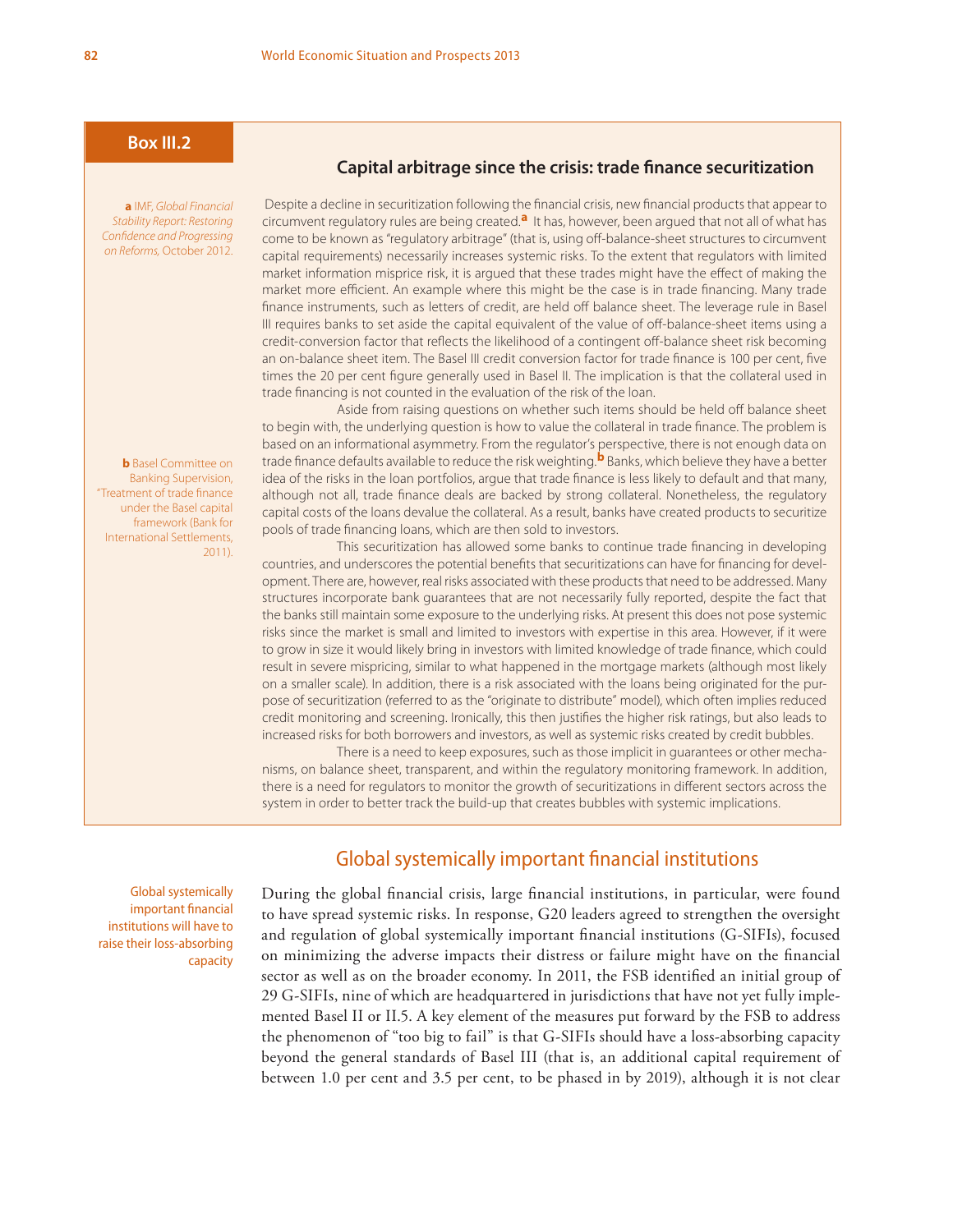## Box III.2

### Capital arbitrage since the crisis: trade finance securitization

Despite a decline in securitization following the financial crisis, new financial products that appear to circumvent regulatory rules are being created.[a] It has, however, been argued that not all of what has come to be known as "regulatory arbitrage" (that is, using off-balance-sheet structures to circumvent capital requirements) necessarily increases systemic risks. To the extent that regulators with limited market information misprice risk, it is argued that these trades might have the effect of making the market more efficient. An example where this might be the case is in trade financing. Many trade finance instruments, such as letters of credit, are held off balance sheet. The leverage rule in Basel III requires banks to set aside the capital equivalent of the value of off-balance-sheet items using a credit-conversion factor that reflects the likelihood of a contingent off-balance sheet risk becoming an on-balance sheet item. The Basel III credit conversion factor for trade finance is 100 per cent, five times the 20 per cent figure generally used in Basel II. The implication is that the collateral used in trade financing is not counted in the evaluation of the risk of the loan.

Aside from raising questions on whether such items should be held off balance sheet to begin with, the underlying question is how to value the collateral in trade finance. The problem is based on an informational asymmetry. From the regulator's perspective, there is not enough data on trade finance defaults available to reduce the risk weighting.[b] Banks, which believe they have a better idea of the risks in the loan portfolios, argue that trade finance is less likely to default and that many, although not all, trade finance deals are backed by strong collateral. Nonetheless, the regulatory capital costs of the loans devalue the collateral. As a result, banks have created products to securitize pools of trade financing loans, which are then sold to investors.

This securitization has allowed some banks to continue trade financing in developing countries, and underscores the potential benefits that securitizations can have for financing for development. There are, however, real risks associated with these products that need to be addressed. Many structures incorporate bank guarantees that are not necessarily fully reported, despite the fact that the banks still maintain some exposure to the underlying risks. At present this does not pose systemic risks since the market is small and limited to investors with expertise in this area. However, if it were to grow in size it would likely bring in investors with limited knowledge of trade finance, which could result in severe mispricing, similar to what happened in the mortgage markets (although most likely on a smaller scale). In addition, there is a risk associated with the loans being originated for the purpose of securitization (referred to as the "originate to distribute" model), which often implies reduced credit monitoring and screening. Ironically, this then justifies the higher risk ratings, but also leads to increased risks for both borrowers and investors, as well as systemic risks created by credit bubbles.

There is a need to keep exposures, such as those implicit in guarantees or other mechanisms, on balance sheet, transparent, and within the regulatory monitoring framework. In addition, there is a need for regulators to monitor the growth of securitizations in different sectors across the system in order to better track the build-up that creates bubbles with systemic implications.

a IMF, *Global Financial Stability Report: Restoring Confidence and Progressing on Reforms*, October 2012.

b Basel Committee on Banking Supervision, "Treatment of trade finance under the Basel capital framework (Bank for International Settlements, 2011).

## Global systemically important financial institutions

Global systemically important financial institutions will have to raise their loss-absorbing capacity

During the global financial crisis, large financial institutions, in particular, were found to have spread systemic risks. In response, G20 leaders agreed to strengthen the oversight and regulation of global systemically important financial institutions (G-SIFIs), focused on minimizing the adverse impacts their distress or failure might have on the financial sector as well as on the broader economy. In 2011, the FSB identified an initial group of 29 G-SIFIs, nine of which are headquartered in jurisdictions that have not yet fully implemented Basel II or II.5. A key element of the measures put forward by the FSB to address the phenomenon of "too big to fail" is that G-SIFIs should have a loss-absorbing capacity beyond the general standards of Basel III (that is, an additional capital requirement of between 1.0 per cent and 3.5 per cent, to be phased in by 2019), although it is not clear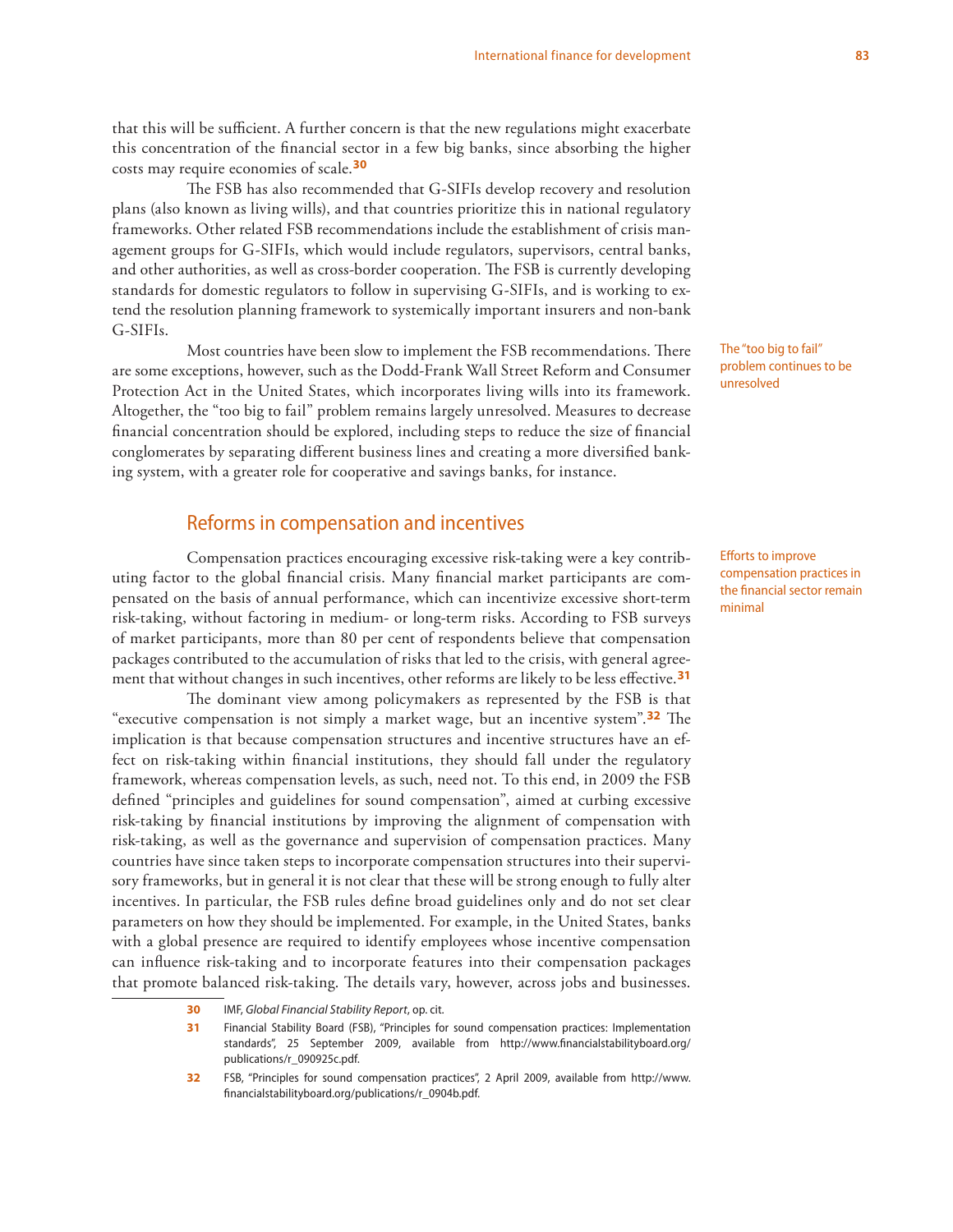that this will be sufficient. A further concern is that the new regulations might exacerbate this concentration of the financial sector in a few big banks, since absorbing the higher costs may require economies of scale.[30]

The FSB has also recommended that G-SIFIs develop recovery and resolution plans (also known as living wills), and that countries prioritize this in national regulatory frameworks. Other related FSB recommendations include the establishment of crisis management groups for G-SIFIs, which would include regulators, supervisors, central banks, and other authorities, as well as cross-border cooperation. The FSB is currently developing standards for domestic regulators to follow in supervising G-SIFIs, and is working to extend the resolution planning framework to systemically important insurers and non-bank G-SIFIs.

The "too big to fail" problem continues to be unresolved

Most countries have been slow to implement the FSB recommendations. There are some exceptions, however, such as the Dodd-Frank Wall Street Reform and Consumer Protection Act in the United States, which incorporates living wills into its framework. Altogether, the "too big to fail" problem remains largely unresolved. Measures to decrease financial concentration should be explored, including steps to reduce the size of financial conglomerates by separating different business lines and creating a more diversified banking system, with a greater role for cooperative and savings banks, for instance.

## Reforms in compensation and incentives

Efforts to improve compensation practices in the financial sector remain minimal

Compensation practices encouraging excessive risk-taking were a key contributing factor to the global financial crisis. Many financial market participants are compensated on the basis of annual performance, which can incentivize excessive short-term risk-taking, without factoring in medium- or long-term risks. According to FSB surveys of market participants, more than 80 per cent of respondents believe that compensation packages contributed to the accumulation of risks that led to the crisis, with general agreement that without changes in such incentives, other reforms are likely to be less effective.[31]

The dominant view among policymakers as represented by the FSB is that "executive compensation is not simply a market wage, but an incentive system".[32] The implication is that because compensation structures and incentive structures have an effect on risk-taking within financial institutions, they should fall under the regulatory framework, whereas compensation levels, as such, need not. To this end, in 2009 the FSB defined "principles and guidelines for sound compensation", aimed at curbing excessive risk-taking by financial institutions by improving the alignment of compensation with risk-taking, as well as the governance and supervision of compensation practices. Many countries have since taken steps to incorporate compensation structures into their supervisory frameworks, but in general it is not clear that these will be strong enough to fully alter incentives. In particular, the FSB rules define broad guidelines only and do not set clear parameters on how they should be implemented. For example, in the United States, banks with a global presence are required to identify employees whose incentive compensation can influence risk-taking and to incorporate features into their compensation packages that promote balanced risk-taking. The details vary, however, across jobs and businesses.

---

30 IMF, *Global Financial Stability Report*, op. cit.

31 Financial Stability Board (FSB), "Principles for sound compensation practices: Implementation standards", 25 September 2009, available from http://www.financialstabilityboard.org/publications/r_090925c.pdf.

32 FSB, "Principles for sound compensation practices", 2 April 2009, available from http://www.financialstabilityboard.org/publications/r_0904b.pdf.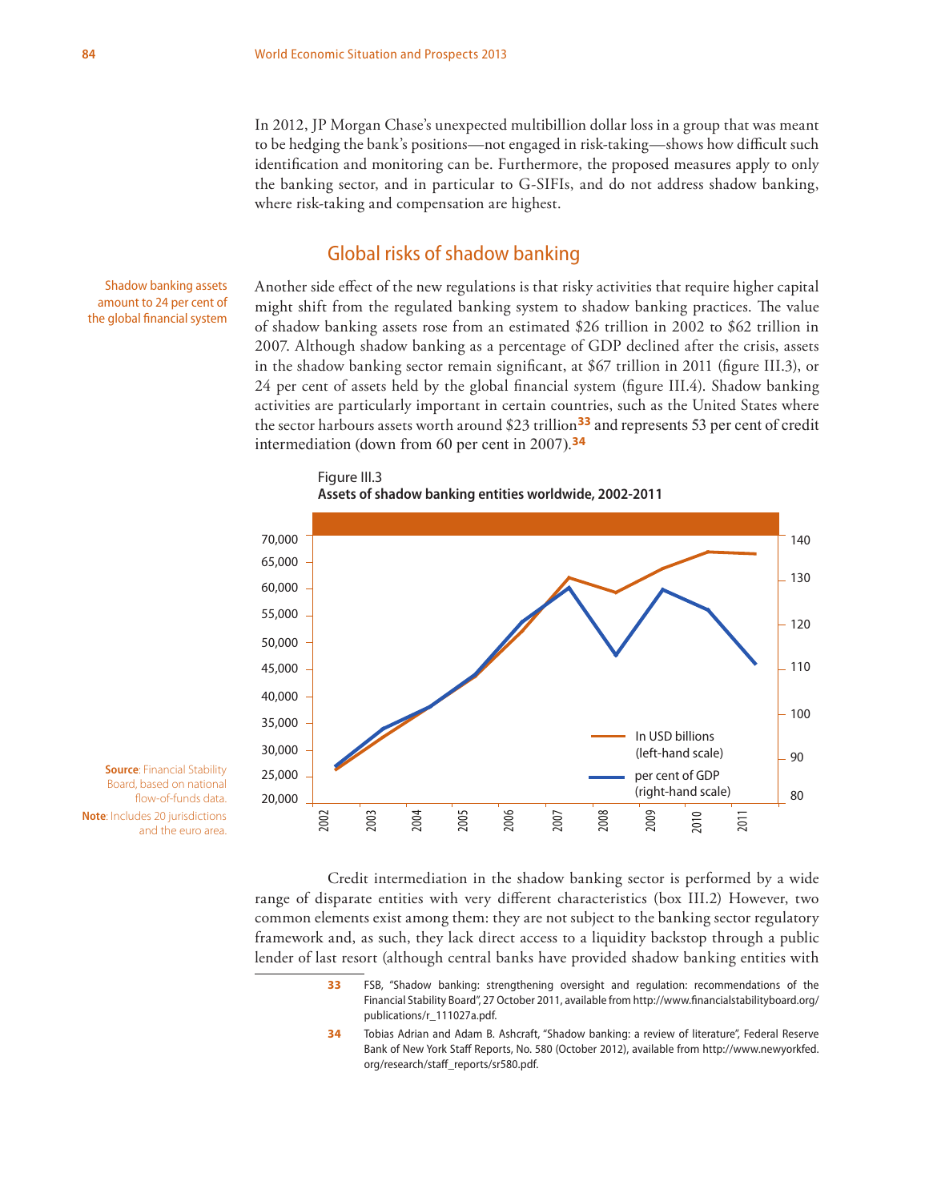In 2012, JP Morgan Chase's unexpected multibillion dollar loss in a group that was meant to be hedging the bank's positions—not engaged in risk-taking—shows how difficult such identification and monitoring can be. Furthermore, the proposed measures apply to only the banking sector, and in particular to G-SIFIs, and do not address shadow banking, where risk-taking and compensation are highest.

## Global risks of shadow banking

Shadow banking assets amount to 24 per cent of the global financial system

Another side effect of the new regulations is that risky activities that require higher capital might shift from the regulated banking system to shadow banking practices. The value of shadow banking assets rose from an estimated $26 trillion in 2002 to $62 trillion in 2007. Although shadow banking as a percentage of GDP declined after the crisis, assets in the shadow banking sector remain significant, at $67 trillion in 2011 (figure III.3), or 24 per cent of assets held by the global financial system (figure III.4). Shadow banking activities are particularly important in certain countries, such as the United States where the sector harbours assets worth around $23 trillion[33] and represents 53 per cent of credit intermediation (down from 60 per cent in 2007).[34]

Figure III.3
**Assets of shadow banking entities worldwide, 2002-2011**

**Source**: Financial Stability Board, based on national flow-of-funds data.
**Note**: Includes 20 jurisdictions and the euro area.

Credit intermediation in the shadow banking sector is performed by a wide range of disparate entities with very different characteristics (box III.2) However, two common elements exist among them: they are not subject to the banking sector regulatory framework and, as such, they lack direct access to a liquidity backstop through a public lender of last resort (although central banks have provided shadow banking entities with

33 FSB, "Shadow banking: strengthening oversight and regulation: recommendations of the Financial Stability Board", 27 October 2011, available from http://www.financialstabilityboard.org/publications/r_111027a.pdf.

34 Tobias Adrian and Adam B. Ashcraft, "Shadow banking: a review of literature", Federal Reserve Bank of New York Staff Reports, No. 580 (October 2012), available from http://www.newyorkfed.org/research/staff_reports/sr580.pdf.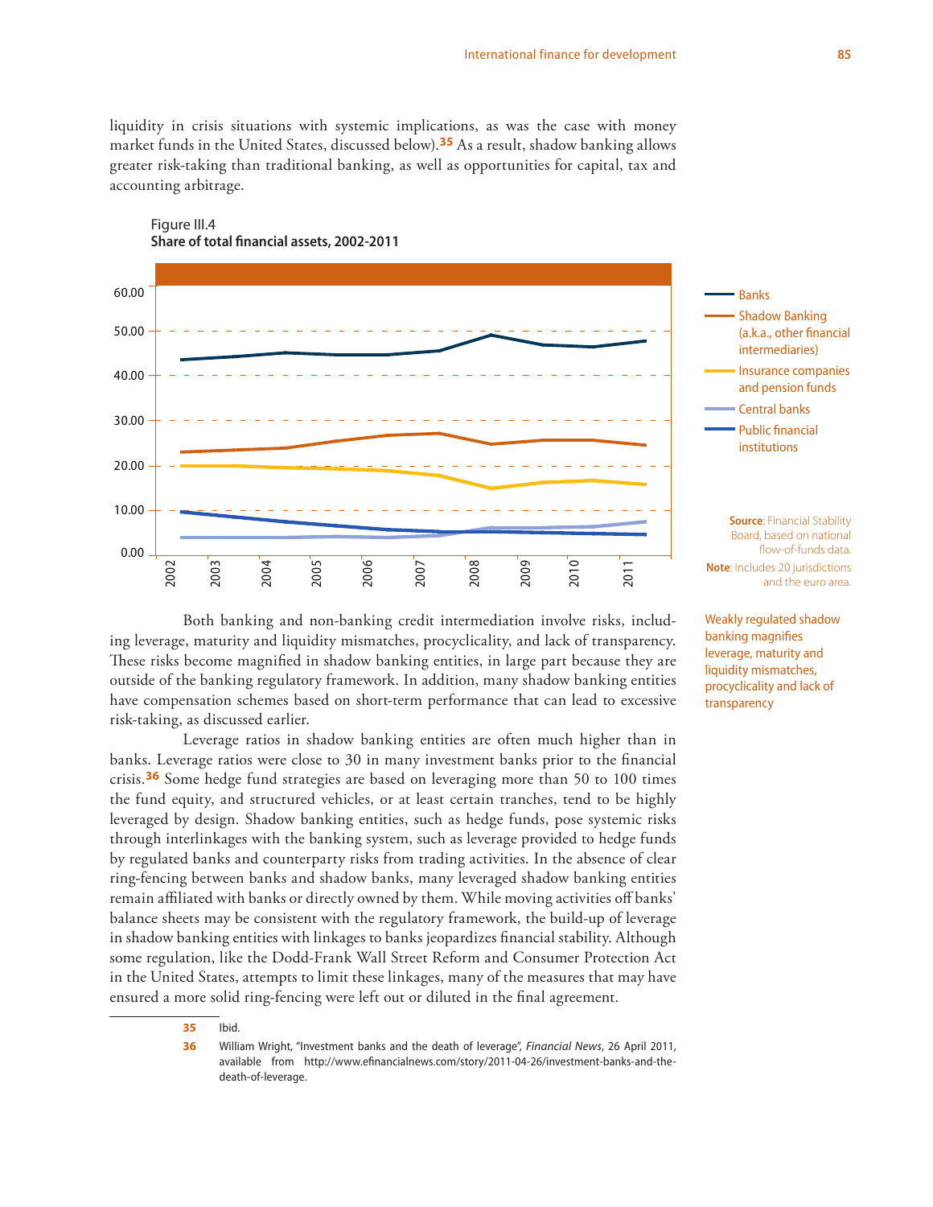liquidity in crisis situations with systemic implications, as was the case with money market funds in the United States, discussed below).[35] As a result, shadow banking allows greater risk-taking than traditional banking, as well as opportunities for capital, tax and accounting arbitrage.

Figure III.4
**Share of total financial assets, 2002-2011**

Source: Financial Stability Board, based on national flow-of-funds data.
Note: Includes 20 jurisdictions and the euro area.

Weakly regulated shadow banking magnifies leverage, maturity and liquidity mismatches, procyclicality and lack of transparency

Both banking and non-banking credit intermediation involve risks, including leverage, maturity and liquidity mismatches, procyclicality, and lack of transparency. These risks become magnified in shadow banking entities, in large part because they are outside of the banking regulatory framework. In addition, many shadow banking entities have compensation schemes based on short-term performance that can lead to excessive risk-taking, as discussed earlier.

Leverage ratios in shadow banking entities are often much higher than in banks. Leverage ratios were close to 30 in many investment banks prior to the financial crisis.[36] Some hedge fund strategies are based on leveraging more than 50 to 100 times the fund equity, and structured vehicles, or at least certain tranches, tend to be highly leveraged by design. Shadow banking entities, such as hedge funds, pose systemic risks through interlinkages with the banking system, such as leverage provided to hedge funds by regulated banks and counterparty risks from trading activities. In the absence of clear ring-fencing between banks and shadow banks, many leveraged shadow banking entities remain affiliated with banks or directly owned by them. While moving activities off banks' balance sheets may be consistent with the regulatory framework, the build-up of leverage in shadow banking entities with linkages to banks jeopardizes financial stability. Although some regulation, like the Dodd-Frank Wall Street Reform and Consumer Protection Act in the United States, attempts to limit these linkages, many of the measures that may have ensured a more solid ring-fencing were left out or diluted in the final agreement.

---

35 Ibid.

36 William Wright, "Investment banks and the death of leverage", *Financial News*, 26 April 2011, available from http://www.efinancialnews.com/story/2011-04-26/investment-banks-and-the-death-of-leverage.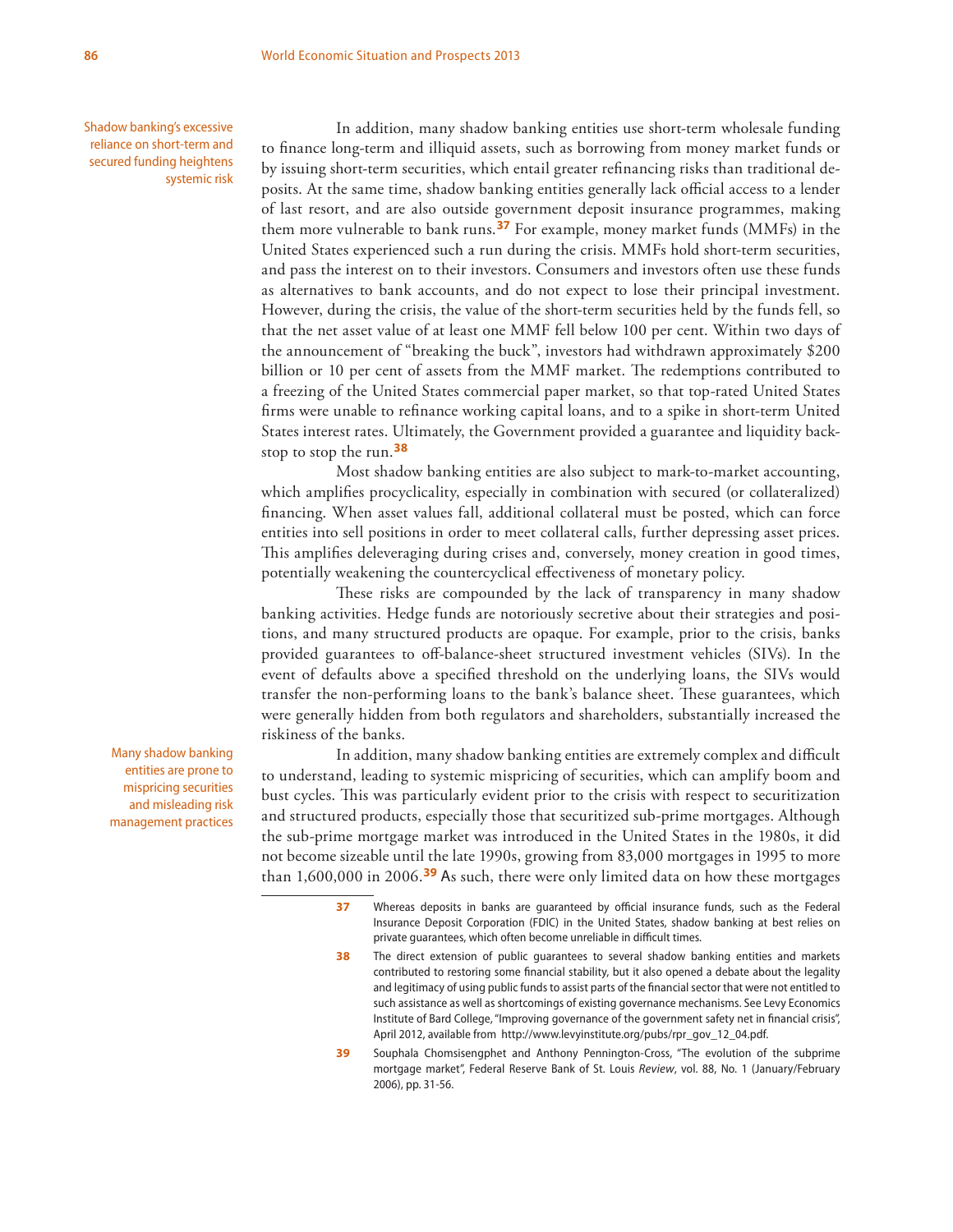Shadow banking's excessive reliance on short-term and secured funding heightens systemic risk

In addition, many shadow banking entities use short-term wholesale funding to finance long-term and illiquid assets, such as borrowing from money market funds or by issuing short-term securities, which entail greater refinancing risks than traditional deposits. At the same time, shadow banking entities generally lack official access to a lender of last resort, and are also outside government deposit insurance programmes, making them more vulnerable to bank runs.[37] For example, money market funds (MMFs) in the United States experienced such a run during the crisis. MMFs hold short-term securities, and pass the interest on to their investors. Consumers and investors often use these funds as alternatives to bank accounts, and do not expect to lose their principal investment. However, during the crisis, the value of the short-term securities held by the funds fell, so that the net asset value of at least one MMF fell below 100 per cent. Within two days of the announcement of "breaking the buck", investors had withdrawn approximately $200 billion or 10 per cent of assets from the MMF market. The redemptions contributed to a freezing of the United States commercial paper market, so that top-rated United States firms were unable to refinance working capital loans, and to a spike in short-term United States interest rates. Ultimately, the Government provided a guarantee and liquidity backstop to stop the run.[38]

Most shadow banking entities are also subject to mark-to-market accounting, which amplifies procyclicality, especially in combination with secured (or collateralized) financing. When asset values fall, additional collateral must be posted, which can force entities into sell positions in order to meet collateral calls, further depressing asset prices. This amplifies deleveraging during crises and, conversely, money creation in good times, potentially weakening the countercyclical effectiveness of monetary policy.

These risks are compounded by the lack of transparency in many shadow banking activities. Hedge funds are notoriously secretive about their strategies and positions, and many structured products are opaque. For example, prior to the crisis, banks provided guarantees to off-balance-sheet structured investment vehicles (SIVs). In the event of defaults above a specified threshold on the underlying loans, the SIVs would transfer the non-performing loans to the bank's balance sheet. These guarantees, which were generally hidden from both regulators and shareholders, substantially increased the riskiness of the banks.

Many shadow banking entities are prone to mispricing securities and misleading risk management practices

In addition, many shadow banking entities are extremely complex and difficult to understand, leading to systemic mispricing of securities, which can amplify boom and bust cycles. This was particularly evident prior to the crisis with respect to securitization and structured products, especially those that securitized sub-prime mortgages. Although the sub-prime mortgage market was introduced in the United States in the 1980s, it did not become sizeable until the late 1990s, growing from 83,000 mortgages in 1995 to more than 1,600,000 in 2006.[39] As such, there were only limited data on how these mortgages

37 Whereas deposits in banks are guaranteed by official insurance funds, such as the Federal Insurance Deposit Corporation (FDIC) in the United States, shadow banking at best relies on private guarantees, which often become unreliable in difficult times.

38 The direct extension of public guarantees to several shadow banking entities and markets contributed to restoring some financial stability, but it also opened a debate about the legality and legitimacy of using public funds to assist parts of the financial sector that were not entitled to such assistance as well as shortcomings of existing governance mechanisms. See Levy Economics Institute of Bard College, "Improving governance of the government safety net in financial crisis", April 2012, available from http://www.levyinstitute.org/pubs/rpr_gov_12_04.pdf.

39 Souphala Chomsisengphet and Anthony Pennington-Cross, "The evolution of the subprime mortgage market", Federal Reserve Bank of St. Louis *Review*, vol. 88, No. 1 (January/February 2006), pp. 31-56.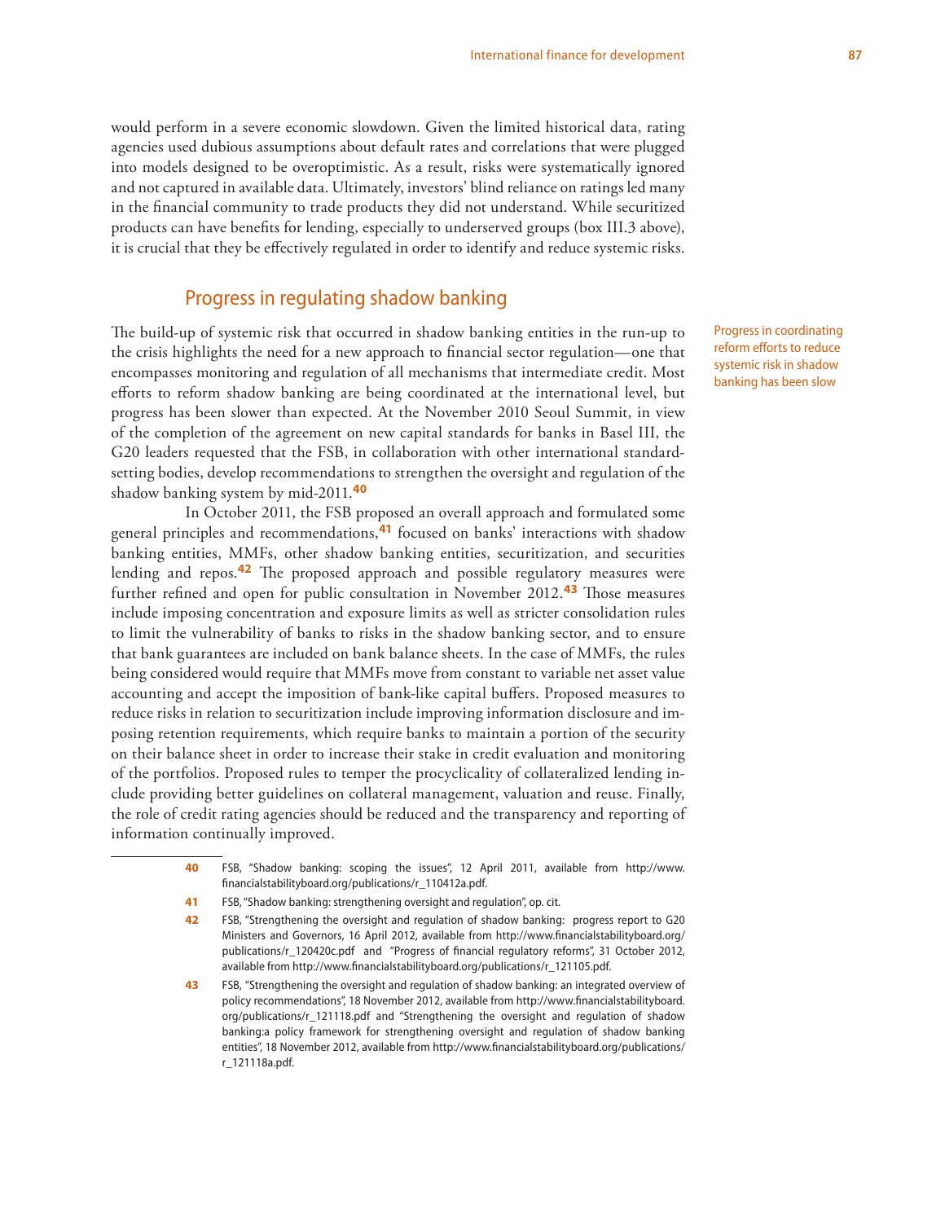would perform in a severe economic slowdown. Given the limited historical data, rating agencies used dubious assumptions about default rates and correlations that were plugged into models designed to be overoptimistic. As a result, risks were systematically ignored and not captured in available data. Ultimately, investors' blind reliance on ratings led many in the financial community to trade products they did not understand. While securitized products can have benefits for lending, especially to underserved groups (box III.3 above), it is crucial that they be effectively regulated in order to identify and reduce systemic risks.

## Progress in regulating shadow banking

*Progress in coordinating reform efforts to reduce systemic risk in shadow banking has been slow*

The build-up of systemic risk that occurred in shadow banking entities in the run-up to the crisis highlights the need for a new approach to financial sector regulation—one that encompasses monitoring and regulation of all mechanisms that intermediate credit. Most efforts to reform shadow banking are being coordinated at the international level, but progress has been slower than expected. At the November 2010 Seoul Summit, in view of the completion of the agreement on new capital standards for banks in Basel III, the G20 leaders requested that the FSB, in collaboration with other international standard-setting bodies, develop recommendations to strengthen the oversight and regulation of the shadow banking system by mid-2011.[40]

In October 2011, the FSB proposed an overall approach and formulated some general principles and recommendations,[41] focused on banks' interactions with shadow banking entities, MMFs, other shadow banking entities, securitization, and securities lending and repos.[42] The proposed approach and possible regulatory measures were further refined and open for public consultation in November 2012.[43] Those measures include imposing concentration and exposure limits as well as stricter consolidation rules to limit the vulnerability of banks to risks in the shadow banking sector, and to ensure that bank guarantees are included on bank balance sheets. In the case of MMFs, the rules being considered would require that MMFs move from constant to variable net asset value accounting and accept the imposition of bank-like capital buffers. Proposed measures to reduce risks in relation to securitization include improving information disclosure and imposing retention requirements, which require banks to maintain a portion of the security on their balance sheet in order to increase their stake in credit evaluation and monitoring of the portfolios. Proposed rules to temper the procyclicality of collateralized lending include providing better guidelines on collateral management, valuation and reuse. Finally, the role of credit rating agencies should be reduced and the transparency and reporting of information continually improved.

---

40 FSB, "Shadow banking: scoping the issues", 12 April 2011, available from http://www.financialstabilityboard.org/publications/r_110412a.pdf.

41 FSB, "Shadow banking: strengthening oversight and regulation", op. cit.

42 FSB, "Strengthening the oversight and regulation of shadow banking: progress report to G20 Ministers and Governors, 16 April 2012, available from http://www.financialstabilityboard.org/publications/r_120420c.pdf and "Progress of financial regulatory reforms", 31 October 2012, available from http://www.financialstabilityboard.org/publications/r_121105.pdf.

43 FSB, "Strengthening the oversight and regulation of shadow banking: an integrated overview of policy recommendations", 18 November 2012, available from http://www.financialstabilityboard.org/publications/r_121118.pdf and "Strengthening the oversight and regulation of shadow banking:a policy framework for strengthening oversight and regulation of shadow banking entities", 18 November 2012, available from http://www.financialstabilityboard.org/publications/r_121118a.pdf.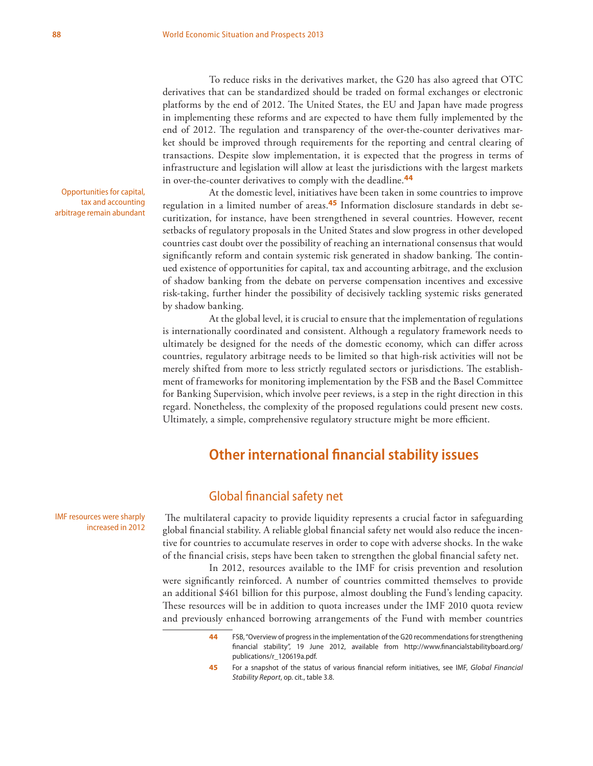To reduce risks in the derivatives market, the G20 has also agreed that OTC derivatives that can be standardized should be traded on formal exchanges or electronic platforms by the end of 2012. The United States, the EU and Japan have made progress in implementing these reforms and are expected to have them fully implemented by the end of 2012. The regulation and transparency of the over-the-counter derivatives market should be improved through requirements for the reporting and central clearing of transactions. Despite slow implementation, it is expected that the progress in terms of infrastructure and legislation will allow at least the jurisdictions with the largest markets in over-the-counter derivatives to comply with the deadline.[44]

Opportunities for capital, tax and accounting arbitrage remain abundant

At the domestic level, initiatives have been taken in some countries to improve regulation in a limited number of areas.[45] Information disclosure standards in debt securitization, for instance, have been strengthened in several countries. However, recent setbacks of regulatory proposals in the United States and slow progress in other developed countries cast doubt over the possibility of reaching an international consensus that would significantly reform and contain systemic risk generated in shadow banking. The continued existence of opportunities for capital, tax and accounting arbitrage, and the exclusion of shadow banking from the debate on perverse compensation incentives and excessive risk-taking, further hinder the possibility of decisively tackling systemic risks generated by shadow banking.

At the global level, it is crucial to ensure that the implementation of regulations is internationally coordinated and consistent. Although a regulatory framework needs to ultimately be designed for the needs of the domestic economy, which can differ across countries, regulatory arbitrage needs to be limited so that high-risk activities will not be merely shifted from more to less strictly regulated sectors or jurisdictions. The establishment of frameworks for monitoring implementation by the FSB and the Basel Committee for Banking Supervision, which involve peer reviews, is a step in the right direction in this regard. Nonetheless, the complexity of the proposed regulations could present new costs. Ultimately, a simple, comprehensive regulatory structure might be more efficient.

## Other international financial stability issues

### Global financial safety net

IMF resources were sharply increased in 2012

The multilateral capacity to provide liquidity represents a crucial factor in safeguarding global financial stability. A reliable global financial safety net would also reduce the incentive for countries to accumulate reserves in order to cope with adverse shocks. In the wake of the financial crisis, steps have been taken to strengthen the global financial safety net.

In 2012, resources available to the IMF for crisis prevention and resolution were significantly reinforced. A number of countries committed themselves to provide an additional $461 billion for this purpose, almost doubling the Fund's lending capacity. These resources will be in addition to quota increases under the IMF 2010 quota review and previously enhanced borrowing arrangements of the Fund with member countries

44 FSB, "Overview of progress in the implementation of the G20 recommendations for strengthening financial stability", 19 June 2012, available from http://www.financialstabilityboard.org/publications/r_120619a.pdf.

45 For a snapshot of the status of various financial reform initiatives, see IMF, *Global Financial Stability Report*, op. cit., table 3.8.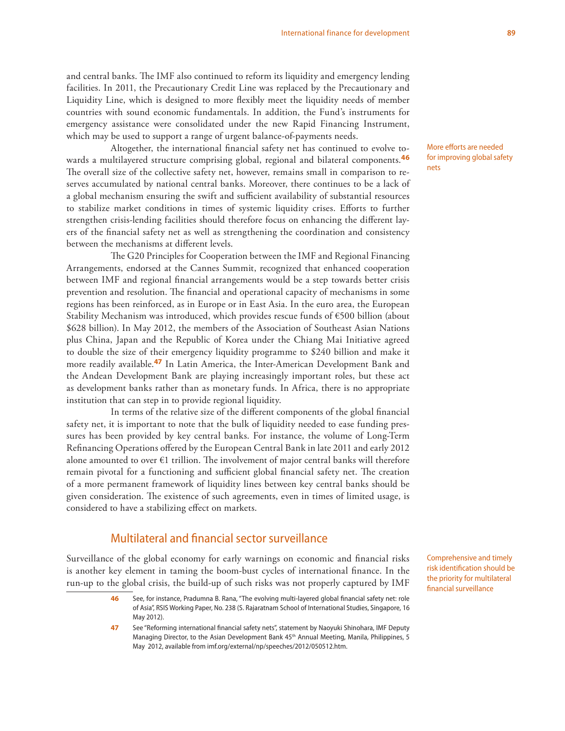and central banks. The IMF also continued to reform its liquidity and emergency lending facilities. In 2011, the Precautionary Credit Line was replaced by the Precautionary and Liquidity Line, which is designed to more flexibly meet the liquidity needs of member countries with sound economic fundamentals. In addition, the Fund's instruments for emergency assistance were consolidated under the new Rapid Financing Instrument, which may be used to support a range of urgent balance-of-payments needs.

More efforts are needed for improving global safety nets

Altogether, the international financial safety net has continued to evolve towards a multilayered structure comprising global, regional and bilateral components.[46] The overall size of the collective safety net, however, remains small in comparison to reserves accumulated by national central banks. Moreover, there continues to be a lack of a global mechanism ensuring the swift and sufficient availability of substantial resources to stabilize market conditions in times of systemic liquidity crises. Efforts to further strengthen crisis-lending facilities should therefore focus on enhancing the different layers of the financial safety net as well as strengthening the coordination and consistency between the mechanisms at different levels.

The G20 Principles for Cooperation between the IMF and Regional Financing Arrangements, endorsed at the Cannes Summit, recognized that enhanced cooperation between IMF and regional financial arrangements would be a step towards better crisis prevention and resolution. The financial and operational capacity of mechanisms in some regions has been reinforced, as in Europe or in East Asia. In the euro area, the European Stability Mechanism was introduced, which provides rescue funds of €500 billion (about $628 billion). In May 2012, the members of the Association of Southeast Asian Nations plus China, Japan and the Republic of Korea under the Chiang Mai Initiative agreed to double the size of their emergency liquidity programme to $240 billion and make it more readily available.[47] In Latin America, the Inter-American Development Bank and the Andean Development Bank are playing increasingly important roles, but these act as development banks rather than as monetary funds. In Africa, there is no appropriate institution that can step in to provide regional liquidity.

In terms of the relative size of the different components of the global financial safety net, it is important to note that the bulk of liquidity needed to ease funding pressures has been provided by key central banks. For instance, the volume of Long-Term Refinancing Operations offered by the European Central Bank in late 2011 and early 2012 alone amounted to over €1 trillion. The involvement of major central banks will therefore remain pivotal for a functioning and sufficient global financial safety net. The creation of a more permanent framework of liquidity lines between key central banks should be given consideration. The existence of such agreements, even in times of limited usage, is considered to have a stabilizing effect on markets.

## Multilateral and financial sector surveillance

Comprehensive and timely risk identification should be the priority for multilateral financial surveillance

Surveillance of the global economy for early warnings on economic and financial risks is another key element in taming the boom-bust cycles of international finance. In the run-up to the global crisis, the build-up of such risks was not properly captured by IMF

---

46 See, for instance, Pradumna B. Rana, "The evolving multi-layered global financial safety net: role of Asia", RSIS Working Paper, No. 238 (S. Rajaratnam School of International Studies, Singapore, 16 May 2012).

47 See "Reforming international financial safety nets", statement by Naoyuki Shinohara, IMF Deputy Managing Director, to the Asian Development Bank 45th Annual Meeting, Manila, Philippines, 5 May 2012, available from imf.org/external/np/speeches/2012/050512.htm.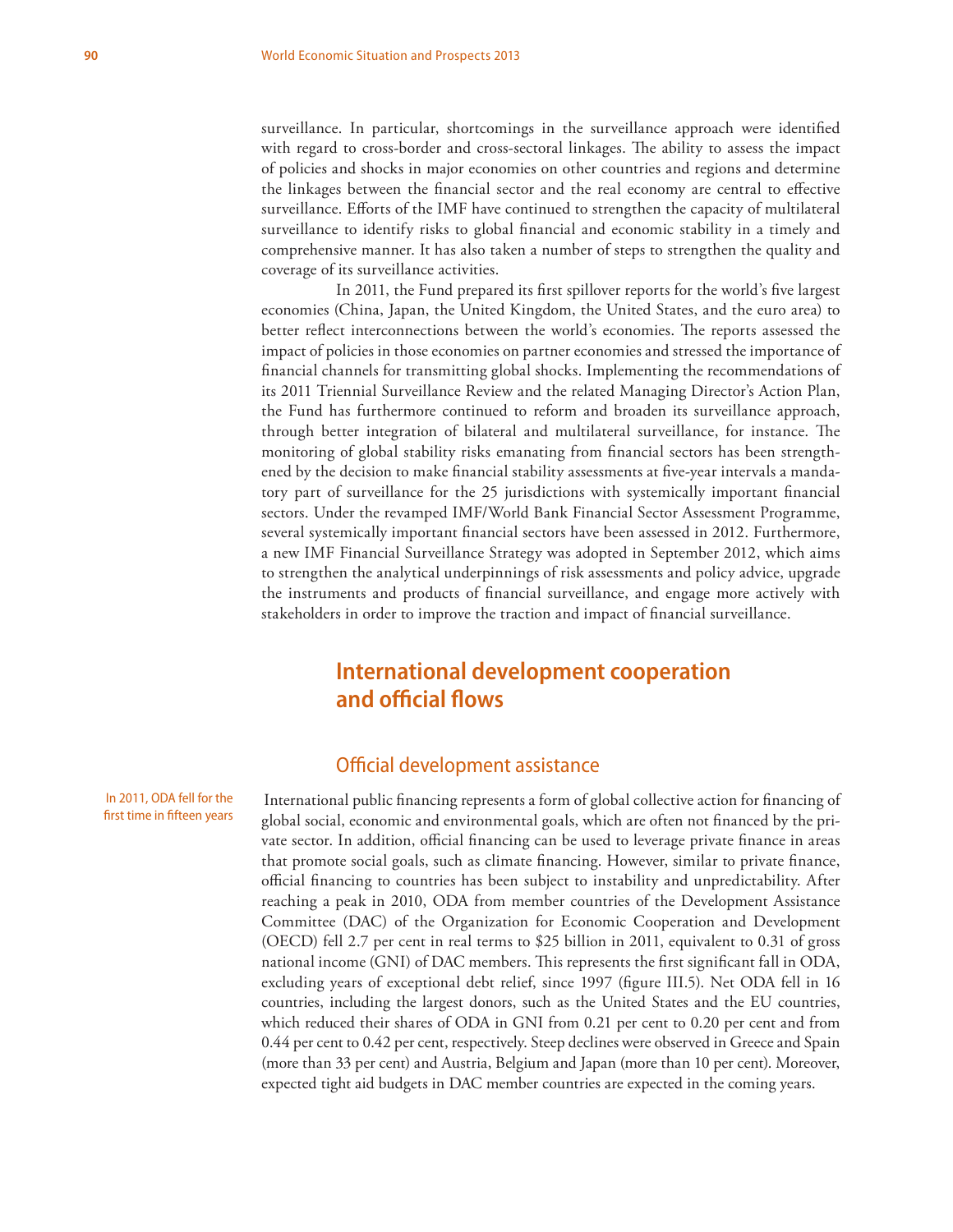surveillance. In particular, shortcomings in the surveillance approach were identified with regard to cross-border and cross-sectoral linkages. The ability to assess the impact of policies and shocks in major economies on other countries and regions and determine the linkages between the financial sector and the real economy are central to effective surveillance. Efforts of the IMF have continued to strengthen the capacity of multilateral surveillance to identify risks to global financial and economic stability in a timely and comprehensive manner. It has also taken a number of steps to strengthen the quality and coverage of its surveillance activities.

In 2011, the Fund prepared its first spillover reports for the world's five largest economies (China, Japan, the United Kingdom, the United States, and the euro area) to better reflect interconnections between the world's economies. The reports assessed the impact of policies in those economies on partner economies and stressed the importance of financial channels for transmitting global shocks. Implementing the recommendations of its 2011 Triennial Surveillance Review and the related Managing Director's Action Plan, the Fund has furthermore continued to reform and broaden its surveillance approach, through better integration of bilateral and multilateral surveillance, for instance. The monitoring of global stability risks emanating from financial sectors has been strengthened by the decision to make financial stability assessments at five-year intervals a mandatory part of surveillance for the 25 jurisdictions with systemically important financial sectors. Under the revamped IMF/World Bank Financial Sector Assessment Programme, several systemically important financial sectors have been assessed in 2012. Furthermore, a new IMF Financial Surveillance Strategy was adopted in September 2012, which aims to strengthen the analytical underpinnings of risk assessments and policy advice, upgrade the instruments and products of financial surveillance, and engage more actively with stakeholders in order to improve the traction and impact of financial surveillance.

## International development cooperation and official flows

### Official development assistance

In 2011, ODA fell for the first time in fifteen years

International public financing represents a form of global collective action for financing of global social, economic and environmental goals, which are often not financed by the private sector. In addition, official financing can be used to leverage private finance in areas that promote social goals, such as climate financing. However, similar to private finance, official financing to countries has been subject to instability and unpredictability. After reaching a peak in 2010, ODA from member countries of the Development Assistance Committee (DAC) of the Organization for Economic Cooperation and Development (OECD) fell 2.7 per cent in real terms to $25 billion in 2011, equivalent to 0.31 of gross national income (GNI) of DAC members. This represents the first significant fall in ODA, excluding years of exceptional debt relief, since 1997 (figure III.5). Net ODA fell in 16 countries, including the largest donors, such as the United States and the EU countries, which reduced their shares of ODA in GNI from 0.21 per cent to 0.20 per cent and from 0.44 per cent to 0.42 per cent, respectively. Steep declines were observed in Greece and Spain (more than 33 per cent) and Austria, Belgium and Japan (more than 10 per cent). Moreover, expected tight aid budgets in DAC member countries are expected in the coming years.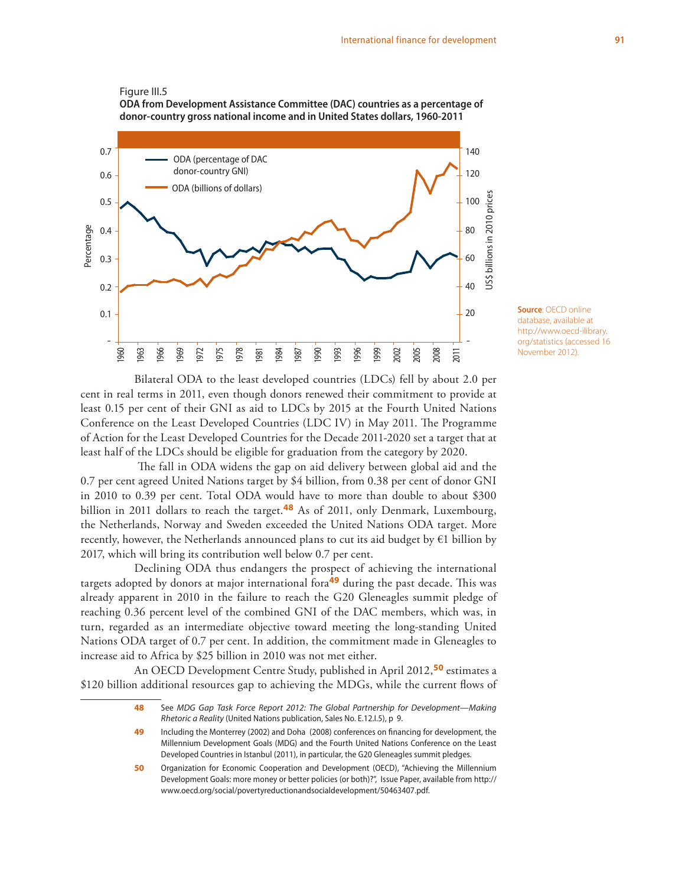Figure III.5

**ODA from Development Assistance Committee (DAC) countries as a percentage of donor-country gross national income and in United States dollars, 1960-2011**

**Source**: OECD online database, available at http://www.oecd-ilibrary.org/statistics (accessed 16 November 2012).

Bilateral ODA to the least developed countries (LDCs) fell by about 2.0 per cent in real terms in 2011, even though donors renewed their commitment to provide at least 0.15 per cent of their GNI as aid to LDCs by 2015 at the Fourth United Nations Conference on the Least Developed Countries (LDC IV) in May 2011. The Programme of Action for the Least Developed Countries for the Decade 2011-2020 set a target that at least half of the LDCs should be eligible for graduation from the category by 2020.

The fall in ODA widens the gap on aid delivery between global aid and the 0.7 per cent agreed United Nations target by $4 billion, from 0.38 per cent of donor GNI in 2010 to 0.39 per cent. Total ODA would have to more than double to about $300 billion in 2011 dollars to reach the target.[48] As of 2011, only Denmark, Luxembourg, the Netherlands, Norway and Sweden exceeded the United Nations ODA target. More recently, however, the Netherlands announced plans to cut its aid budget by €1 billion by 2017, which will bring its contribution well below 0.7 per cent.

Declining ODA thus endangers the prospect of achieving the international targets adopted by donors at major international fora[49] during the past decade. This was already apparent in 2010 in the failure to reach the G20 Gleneagles summit pledge of reaching 0.36 percent level of the combined GNI of the DAC members, which was, in turn, regarded as an intermediate objective toward meeting the long-standing United Nations ODA target of 0.7 per cent. In addition, the commitment made in Gleneagles to increase aid to Africa by $25 billion in 2010 was not met either.

An OECD Development Centre Study, published in April 2012,[50] estimates a $120 billion additional resources gap to achieving the MDGs, while the current flows of

---

**48** See *MDG Gap Task Force Report 2012: The Global Partnership for Development—Making Rhetoric a Reality* (United Nations publication, Sales No. E.12.I.5), p 9.

**49** Including the Monterrey (2002) and Doha (2008) conferences on financing for development, the Millennium Development Goals (MDG) and the Fourth United Nations Conference on the Least Developed Countries in Istanbul (2011), in particular, the G20 Gleneagles summit pledges.

**50** Organization for Economic Cooperation and Development (OECD), "Achieving the Millennium Development Goals: more money or better policies (or both)?", Issue Paper, available from http://www.oecd.org/social/povertyreductionandsocialdevelopment/50463407.pdf.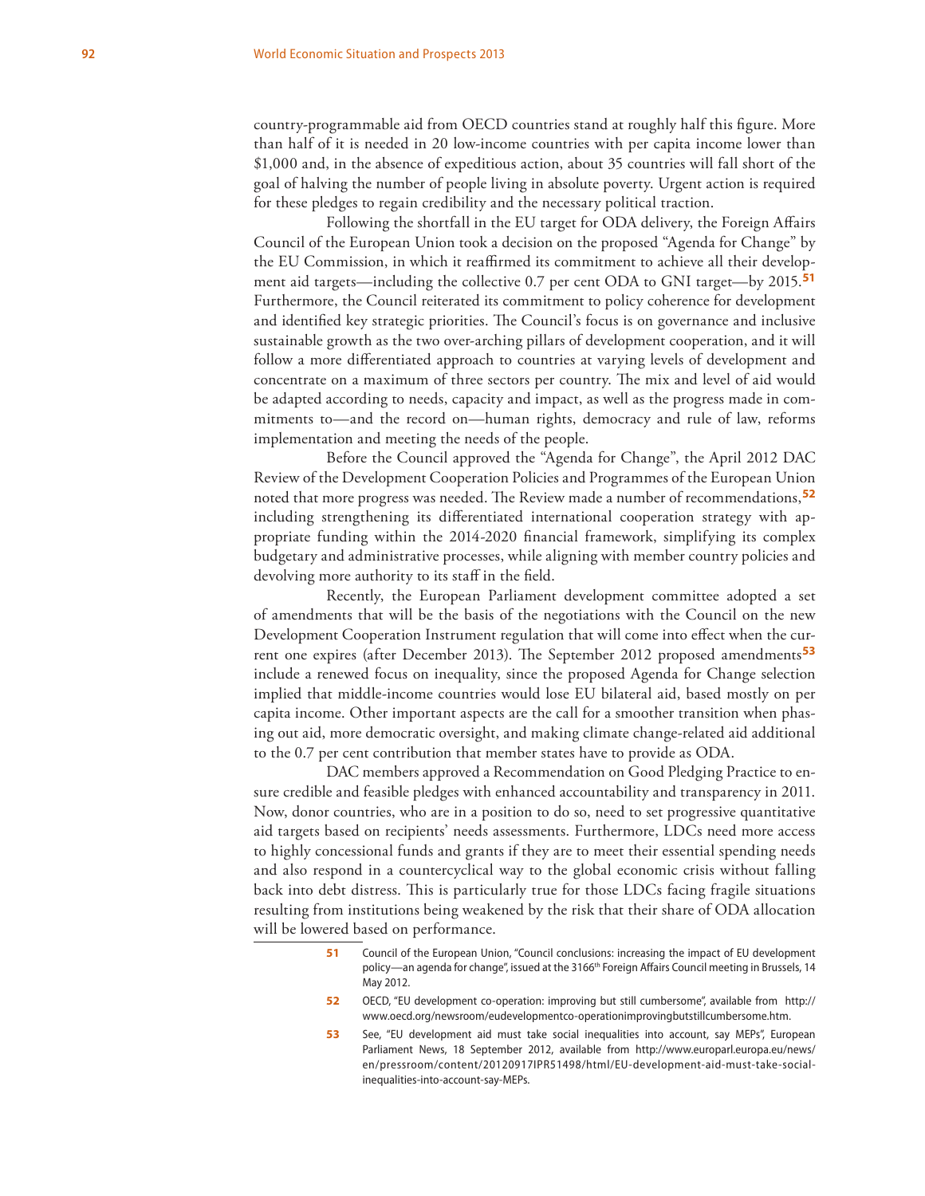country-programmable aid from OECD countries stand at roughly half this figure. More than half of it is needed in 20 low-income countries with per capita income lower than $1,000 and, in the absence of expeditious action, about 35 countries will fall short of the goal of halving the number of people living in absolute poverty. Urgent action is required for these pledges to regain credibility and the necessary political traction.

Following the shortfall in the EU target for ODA delivery, the Foreign Affairs Council of the European Union took a decision on the proposed "Agenda for Change" by the EU Commission, in which it reaffirmed its commitment to achieve all their development aid targets—including the collective 0.7 per cent ODA to GNI target—by 2015.[51] Furthermore, the Council reiterated its commitment to policy coherence for development and identified key strategic priorities. The Council's focus is on governance and inclusive sustainable growth as the two over-arching pillars of development cooperation, and it will follow a more differentiated approach to countries at varying levels of development and concentrate on a maximum of three sectors per country. The mix and level of aid would be adapted according to needs, capacity and impact, as well as the progress made in commitments to—and the record on—human rights, democracy and rule of law, reforms implementation and meeting the needs of the people.

Before the Council approved the "Agenda for Change", the April 2012 DAC Review of the Development Cooperation Policies and Programmes of the European Union noted that more progress was needed. The Review made a number of recommendations,[52] including strengthening its differentiated international cooperation strategy with appropriate funding within the 2014-2020 financial framework, simplifying its complex budgetary and administrative processes, while aligning with member country policies and devolving more authority to its staff in the field.

Recently, the European Parliament development committee adopted a set of amendments that will be the basis of the negotiations with the Council on the new Development Cooperation Instrument regulation that will come into effect when the current one expires (after December 2013). The September 2012 proposed amendments[53] include a renewed focus on inequality, since the proposed Agenda for Change selection implied that middle-income countries would lose EU bilateral aid, based mostly on per capita income. Other important aspects are the call for a smoother transition when phasing out aid, more democratic oversight, and making climate change-related aid additional to the 0.7 per cent contribution that member states have to provide as ODA.

DAC members approved a Recommendation on Good Pledging Practice to ensure credible and feasible pledges with enhanced accountability and transparency in 2011. Now, donor countries, who are in a position to do so, need to set progressive quantitative aid targets based on recipients' needs assessments. Furthermore, LDCs need more access to highly concessional funds and grants if they are to meet their essential spending needs and also respond in a countercyclical way to the global economic crisis without falling back into debt distress. This is particularly true for those LDCs facing fragile situations resulting from institutions being weakened by the risk that their share of ODA allocation will be lowered based on performance.

---

51 Council of the European Union, "Council conclusions: increasing the impact of EU development policy—an agenda for change", issued at the 3166th Foreign Affairs Council meeting in Brussels, 14 May 2012.

52 OECD, "EU development co-operation: improving but still cumbersome", available from http://www.oecd.org/newsroom/eudevelopmentco-operationimprovingbutstillcumbersome.htm.

53 See, "EU development aid must take social inequalities into account, say MEPs", European Parliament News, 18 September 2012, available from http://www.europarl.europa.eu/news/en/pressroom/content/20120917IPR51498/html/EU-development-aid-must-take-social-inequalities-into-account-say-MEPs.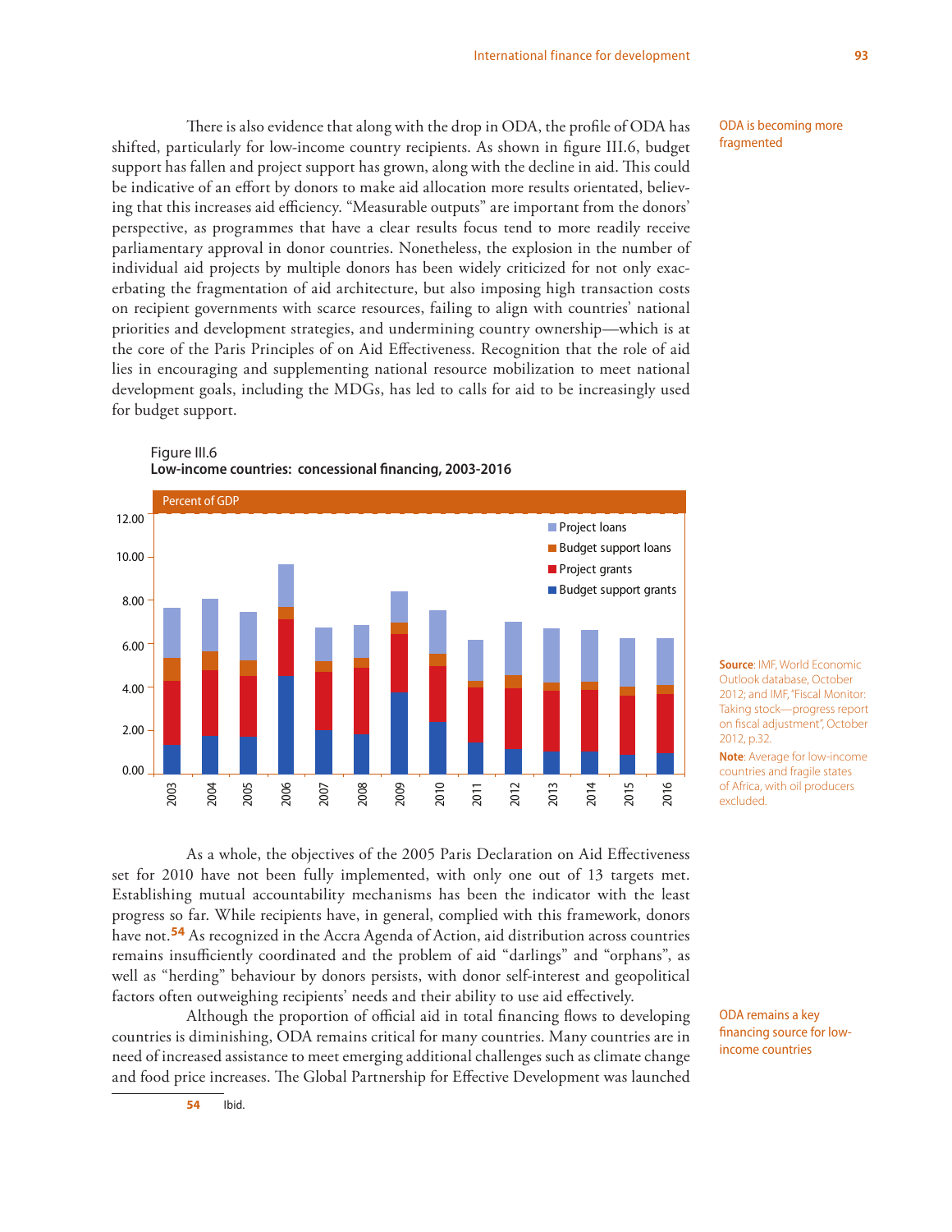There is also evidence that along with the drop in ODA, the profile of ODA has shifted, particularly for low-income country recipients. As shown in figure III.6, budget support has fallen and project support has grown, along with the decline in aid. This could be indicative of an effort by donors to make aid allocation more results orientated, believing that this increases aid efficiency. "Measurable outputs" are important from the donors' perspective, as programmes that have a clear results focus tend to more readily receive parliamentary approval in donor countries. Nonetheless, the explosion in the number of individual aid projects by multiple donors has been widely criticized for not only exacerbating the fragmentation of aid architecture, but also imposing high transaction costs on recipient governments with scarce resources, failing to align with countries' national priorities and development strategies, and undermining country ownership—which is at the core of the Paris Principles of on Aid Effectiveness. Recognition that the role of aid lies in encouraging and supplementing national resource mobilization to meet national development goals, including the MDGs, has led to calls for aid to be increasingly used for budget support.

ODA is becoming more fragmented

Figure III.6
**Low-income countries: concessional financing, 2003-2016**

Source: IMF, World Economic Outlook database, October 2012; and IMF, "Fiscal Monitor: Taking stock—progress report on fiscal adjustment", October 2012, p.32.

Note: Average for low-income countries and fragile states of Africa, with oil producers excluded.

As a whole, the objectives of the 2005 Paris Declaration on Aid Effectiveness set for 2010 have not been fully implemented, with only one out of 13 targets met. Establishing mutual accountability mechanisms has been the indicator with the least progress so far. While recipients have, in general, complied with this framework, donors have not.[54] As recognized in the Accra Agenda of Action, aid distribution across countries remains insufficiently coordinated and the problem of aid "darlings" and "orphans", as well as "herding" behaviour by donors persists, with donor self-interest and geopolitical factors often outweighing recipients' needs and their ability to use aid effectively.

ODA remains a key financing source for low-income countries

Although the proportion of official aid in total financing flows to developing countries is diminishing, ODA remains critical for many countries. Many countries are in need of increased assistance to meet emerging additional challenges such as climate change and food price increases. The Global Partnership for Effective Development was launched

54 Ibid.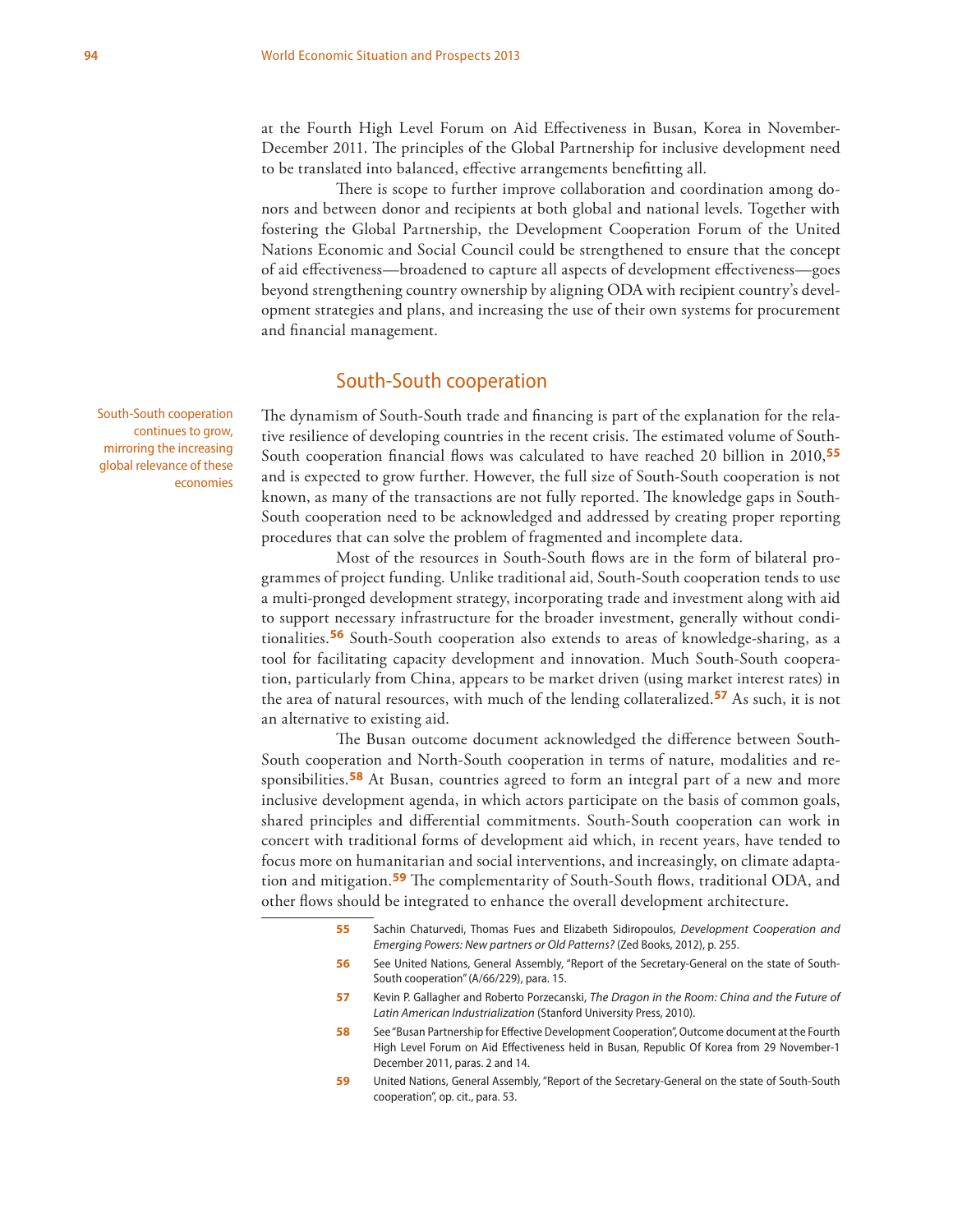at the Fourth High Level Forum on Aid Effectiveness in Busan, Korea in November-December 2011. The principles of the Global Partnership for inclusive development need to be translated into balanced, effective arrangements benefitting all.

There is scope to further improve collaboration and coordination among donors and between donor and recipients at both global and national levels. Together with fostering the Global Partnership, the Development Cooperation Forum of the United Nations Economic and Social Council could be strengthened to ensure that the concept of aid effectiveness—broadened to capture all aspects of development effectiveness—goes beyond strengthening country ownership by aligning ODA with recipient country's development strategies and plans, and increasing the use of their own systems for procurement and financial management.

## South-South cooperation

*South-South cooperation continues to grow, mirroring the increasing global relevance of these economies*

The dynamism of South-South trade and financing is part of the explanation for the relative resilience of developing countries in the recent crisis. The estimated volume of South-South cooperation financial flows was calculated to have reached 20 billion in 2010,[55] and is expected to grow further. However, the full size of South-South cooperation is not known, as many of the transactions are not fully reported. The knowledge gaps in South-South cooperation need to be acknowledged and addressed by creating proper reporting procedures that can solve the problem of fragmented and incomplete data.

Most of the resources in South-South flows are in the form of bilateral programmes of project funding. Unlike traditional aid, South-South cooperation tends to use a multi-pronged development strategy, incorporating trade and investment along with aid to support necessary infrastructure for the broader investment, generally without conditionalities.[56] South-South cooperation also extends to areas of knowledge-sharing, as a tool for facilitating capacity development and innovation. Much South-South cooperation, particularly from China, appears to be market driven (using market interest rates) in the area of natural resources, with much of the lending collateralized.[57] As such, it is not an alternative to existing aid.

The Busan outcome document acknowledged the difference between South-South cooperation and North-South cooperation in terms of nature, modalities and responsibilities.[58] At Busan, countries agreed to form an integral part of a new and more inclusive development agenda, in which actors participate on the basis of common goals, shared principles and differential commitments. South-South cooperation can work in concert with traditional forms of development aid which, in recent years, have tended to focus more on humanitarian and social interventions, and increasingly, on climate adaptation and mitigation.[59] The complementarity of South-South flows, traditional ODA, and other flows should be integrated to enhance the overall development architecture.

---

55 Sachin Chaturvedi, Thomas Fues and Elizabeth Sidiropoulos, *Development Cooperation and Emerging Powers: New partners or Old Patterns?* (Zed Books, 2012), p. 255.

56 See United Nations, General Assembly, "Report of the Secretary-General on the state of South-South cooperation" (A/66/229), para. 15.

57 Kevin P. Gallagher and Roberto Porzecanski, *The Dragon in the Room: China and the Future of Latin American Industrialization* (Stanford University Press, 2010).

58 See "Busan Partnership for Effective Development Cooperation", Outcome document at the Fourth High Level Forum on Aid Effectiveness held in Busan, Republic Of Korea from 29 November-1 December 2011, paras. 2 and 14.

59 United Nations, General Assembly, "Report of the Secretary-General on the state of South-South cooperation", op. cit., para. 53.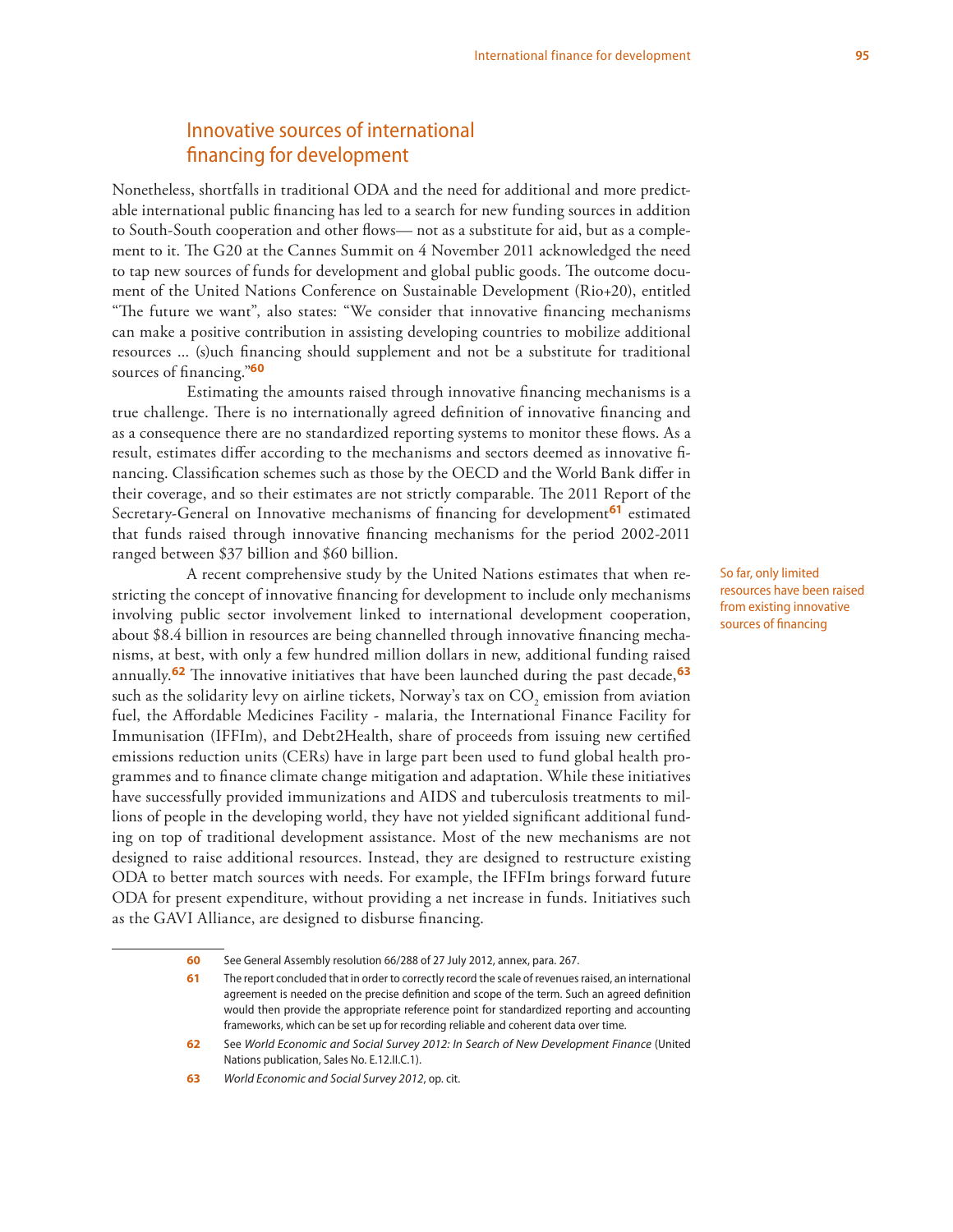## Innovative sources of international financing for development

Nonetheless, shortfalls in traditional ODA and the need for additional and more predictable international public financing has led to a search for new funding sources in addition to South-South cooperation and other flows— not as a substitute for aid, but as a complement to it. The G20 at the Cannes Summit on 4 November 2011 acknowledged the need to tap new sources of funds for development and global public goods. The outcome document of the United Nations Conference on Sustainable Development (Rio+20), entitled "The future we want", also states: "We consider that innovative financing mechanisms can make a positive contribution in assisting developing countries to mobilize additional resources ... (s)uch financing should supplement and not be a substitute for traditional sources of financing."[60]

Estimating the amounts raised through innovative financing mechanisms is a true challenge. There is no internationally agreed definition of innovative financing and as a consequence there are no standardized reporting systems to monitor these flows. As a result, estimates differ according to the mechanisms and sectors deemed as innovative financing. Classification schemes such as those by the OECD and the World Bank differ in their coverage, and so their estimates are not strictly comparable. The 2011 Report of the Secretary-General on Innovative mechanisms of financing for development[61] estimated that funds raised through innovative financing mechanisms for the period 2002-2011 ranged between $37 billion and $60 billion.

So far, only limited resources have been raised from existing innovative sources of financing

A recent comprehensive study by the United Nations estimates that when restricting the concept of innovative financing for development to include only mechanisms involving public sector involvement linked to international development cooperation, about $8.4 billion in resources are being channelled through innovative financing mechanisms, at best, with only a few hundred million dollars in new, additional funding raised annually.[62] The innovative initiatives that have been launched during the past decade,[63] such as the solidarity levy on airline tickets, Norway's tax on $CO_2$ emission from aviation fuel, the Affordable Medicines Facility - malaria, the International Finance Facility for Immunisation (IFFIm), and Debt2Health, share of proceeds from issuing new certified emissions reduction units (CERs) have in large part been used to fund global health programmes and to finance climate change mitigation and adaptation. While these initiatives have successfully provided immunizations and AIDS and tuberculosis treatments to millions of people in the developing world, they have not yielded significant additional funding on top of traditional development assistance. Most of the new mechanisms are not designed to raise additional resources. Instead, they are designed to restructure existing ODA to better match sources with needs. For example, the IFFIm brings forward future ODA for present expenditure, without providing a net increase in funds. Initiatives such as the GAVI Alliance, are designed to disburse financing.

---

60 See General Assembly resolution 66/288 of 27 July 2012, annex, para. 267.

61 The report concluded that in order to correctly record the scale of revenues raised, an international agreement is needed on the precise definition and scope of the term. Such an agreed definition would then provide the appropriate reference point for standardized reporting and accounting frameworks, which can be set up for recording reliable and coherent data over time.

62 See *World Economic and Social Survey 2012: In Search of New Development Finance* (United Nations publication, Sales No. E.12.II.C.1).

63 *World Economic and Social Survey 2012*, op. cit.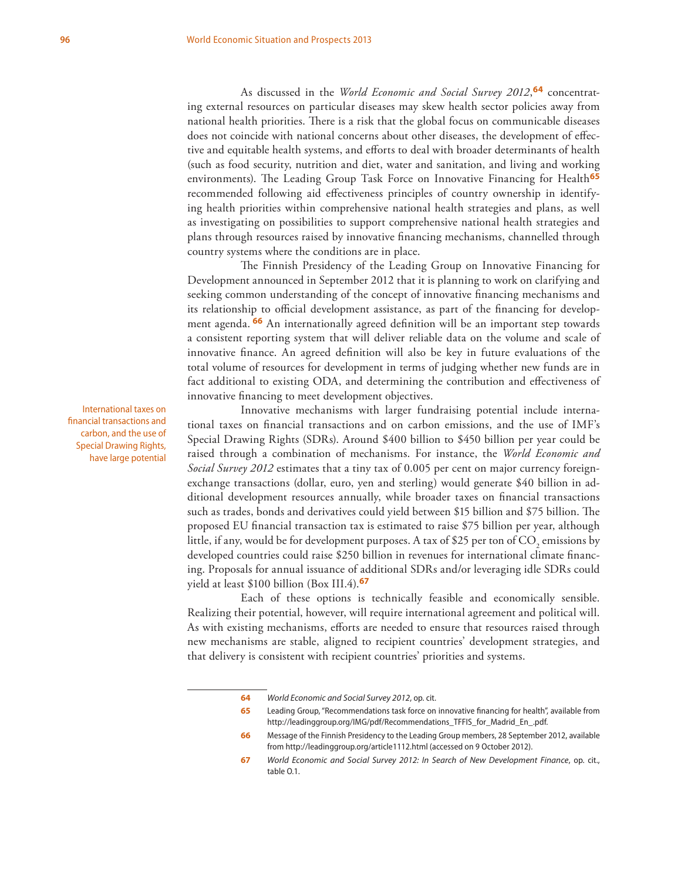As discussed in the *World Economic and Social Survey 2012*,[64] concentrating external resources on particular diseases may skew health sector policies away from national health priorities. There is a risk that the global focus on communicable diseases does not coincide with national concerns about other diseases, the development of effective and equitable health systems, and efforts to deal with broader determinants of health (such as food security, nutrition and diet, water and sanitation, and living and working environments). The Leading Group Task Force on Innovative Financing for Health[65] recommended following aid effectiveness principles of country ownership in identifying health priorities within comprehensive national health strategies and plans, as well as investigating on possibilities to support comprehensive national health strategies and plans through resources raised by innovative financing mechanisms, channelled through country systems where the conditions are in place.

The Finnish Presidency of the Leading Group on Innovative Financing for Development announced in September 2012 that it is planning to work on clarifying and seeking common understanding of the concept of innovative financing mechanisms and its relationship to official development assistance, as part of the financing for development agenda.[66] An internationally agreed definition will be an important step towards a consistent reporting system that will deliver reliable data on the volume and scale of innovative finance. An agreed definition will also be key in future evaluations of the total volume of resources for development in terms of judging whether new funds are in fact additional to existing ODA, and determining the contribution and effectiveness of innovative financing to meet development objectives.

International taxes on financial transactions and carbon, and the use of Special Drawing Rights, have large potential

Innovative mechanisms with larger fundraising potential include international taxes on financial transactions and on carbon emissions, and the use of IMF's Special Drawing Rights (SDRs). Around \$400 billion to \$450 billion per year could be raised through a combination of mechanisms. For instance, the *World Economic and Social Survey 2012* estimates that a tiny tax of 0.005 per cent on major currency foreign-exchange transactions (dollar, euro, yen and sterling) would generate \$40 billion in additional development resources annually, while broader taxes on financial transactions such as trades, bonds and derivatives could yield between \$15 billion and \$75 billion. The proposed EU financial transaction tax is estimated to raise \$75 billion per year, although little, if any, would be for development purposes. A tax of \$25 per ton of $CO_2$ emissions by developed countries could raise \$250 billion in revenues for international climate financing. Proposals for annual issuance of additional SDRs and/or leveraging idle SDRs could yield at least \$100 billion (Box III.4).[67]

Each of these options is technically feasible and economically sensible. Realizing their potential, however, will require international agreement and political will. As with existing mechanisms, efforts are needed to ensure that resources raised through new mechanisms are stable, aligned to recipient countries' development strategies, and that delivery is consistent with recipient countries' priorities and systems.

---

64 *World Economic and Social Survey 2012*, op. cit.

65 Leading Group, "Recommendations task force on innovative financing for health", available from http://leadinggroup.org/IMG/pdf/Recommendations_TFFIS_for_Madrid_En_.pdf.

66 Message of the Finnish Presidency to the Leading Group members, 28 September 2012, available from http://leadinggroup.org/article1112.html (accessed on 9 October 2012).

67 *World Economic and Social Survey 2012: In Search of New Development Finance*, op. cit., table O.1.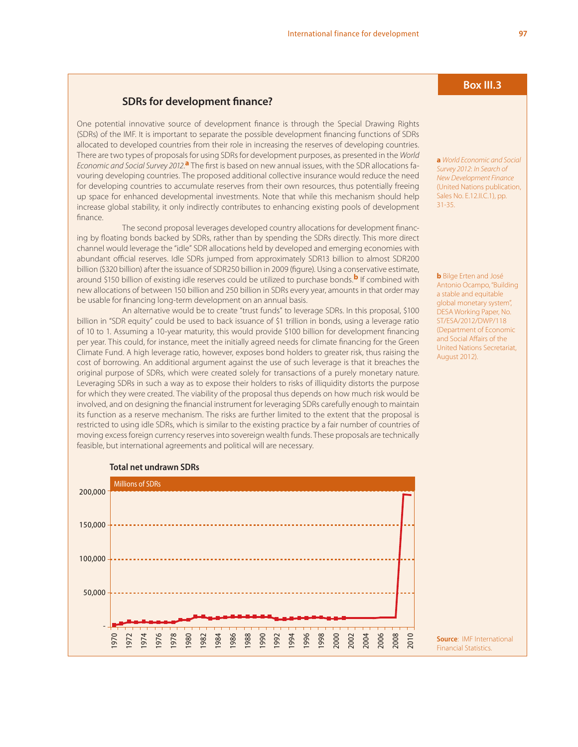## Box III.3

### SDRs for development finance?

One potential innovative source of development finance is through the Special Drawing Rights (SDRs) of the IMF. It is important to separate the possible development financing functions of SDRs allocated to developed countries from their role in increasing the reserves of developing countries. There are two types of proposals for using SDRs for development purposes, as presented in the *World Economic and Social Survey 2012*.[a] The first is based on new annual issues, with the SDR allocations favouring developing countries. The proposed additional collective insurance would reduce the need for developing countries to accumulate reserves from their own resources, thus potentially freeing up space for enhanced developmental investments. Note that while this mechanism should help increase global stability, it only indirectly contributes to enhancing existing pools of development finance.

The second proposal leverages developed country allocations for development financing by floating bonds backed by SDRs, rather than by spending the SDRs directly. This more direct channel would leverage the "idle" SDR allocations held by developed and emerging economies with abundant official reserves. Idle SDRs jumped from approximately SDR13 billion to almost SDR200 billion ($320 billion) after the issuance of SDR250 billion in 2009 (figure). Using a conservative estimate, around $150 billion of existing idle reserves could be utilized to purchase bonds.[b] If combined with new allocations of between 150 billion and 250 billion in SDRs every year, amounts in that order may be usable for financing long-term development on an annual basis.

An alternative would be to create "trust funds" to leverage SDRs. In this proposal, $100 billion in "SDR equity" could be used to back issuance of $1 trillion in bonds, using a leverage ratio of 10 to 1. Assuming a 10-year maturity, this would provide $100 billion for development financing per year. This could, for instance, meet the initially agreed needs for climate financing for the Green Climate Fund. A high leverage ratio, however, exposes bond holders to greater risk, thus raising the cost of borrowing. An additional argument against the use of such leverage is that it breaches the original purpose of SDRs, which were created solely for transactions of a purely monetary nature. Leveraging SDRs in such a way as to expose their holders to risks of illiquidity distorts the purpose for which they were created. The viability of the proposal thus depends on how much risk would be involved, and on designing the financial instrument for leveraging SDRs carefully enough to maintain its function as a reserve mechanism. The risks are further limited to the extent that the proposal is restricted to using idle SDRs, which is similar to the existing practice by a fair number of countries of moving excess foreign currency reserves into sovereign wealth funds. These proposals are technically feasible, but international agreements and political will are necessary.

**Total net undrawn SDRs**

Millions of SDRs

**Source**: IMF International Financial Statistics.

a *World Economic and Social Survey 2012: In Search of New Development Finance* (United Nations publication, Sales No. E.12.II.C.1), pp. 31-35.

b Bilge Erten and José Antonio Ocampo, "Building a stable and equitable global monetary system", DESA Working Paper, No. ST/ESA/2012/DWP/118 (Department of Economic and Social Affairs of the United Nations Secretariat, August 2012).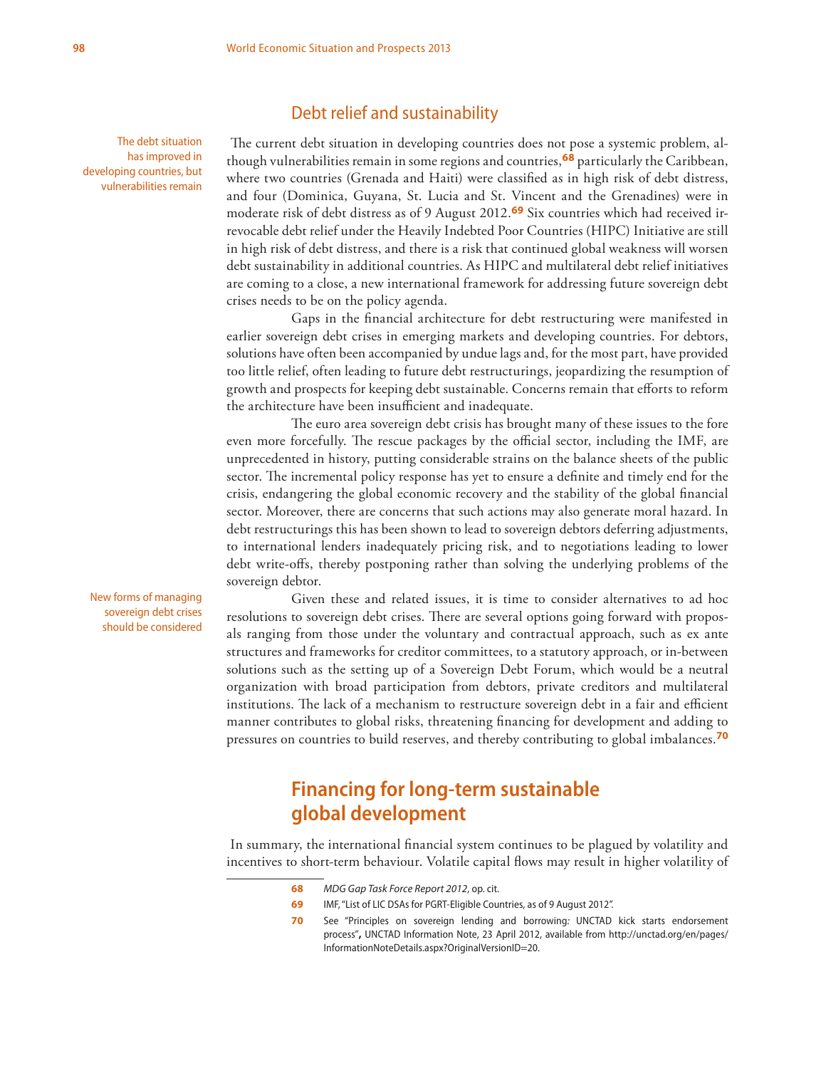## Debt relief and sustainability

The debt situation has improved in developing countries, but vulnerabilities remain

The current debt situation in developing countries does not pose a systemic problem, although vulnerabilities remain in some regions and countries,[68] particularly the Caribbean, where two countries (Grenada and Haiti) were classified as in high risk of debt distress, and four (Dominica, Guyana, St. Lucia and St. Vincent and the Grenadines) were in moderate risk of debt distress as of 9 August 2012.[69] Six countries which had received irrevocable debt relief under the Heavily Indebted Poor Countries (HIPC) Initiative are still in high risk of debt distress, and there is a risk that continued global weakness will worsen debt sustainability in additional countries. As HIPC and multilateral debt relief initiatives are coming to a close, a new international framework for addressing future sovereign debt crises needs to be on the policy agenda.

Gaps in the financial architecture for debt restructuring were manifested in earlier sovereign debt crises in emerging markets and developing countries. For debtors, solutions have often been accompanied by undue lags and, for the most part, have provided too little relief, often leading to future debt restructurings, jeopardizing the resumption of growth and prospects for keeping debt sustainable. Concerns remain that efforts to reform the architecture have been insufficient and inadequate.

The euro area sovereign debt crisis has brought many of these issues to the fore even more forcefully. The rescue packages by the official sector, including the IMF, are unprecedented in history, putting considerable strains on the balance sheets of the public sector. The incremental policy response has yet to ensure a definite and timely end for the crisis, endangering the global economic recovery and the stability of the global financial sector. Moreover, there are concerns that such actions may also generate moral hazard. In debt restructurings this has been shown to lead to sovereign debtors deferring adjustments, to international lenders inadequately pricing risk, and to negotiations leading to lower debt write-offs, thereby postponing rather than solving the underlying problems of the sovereign debtor.

New forms of managing sovereign debt crises should be considered

Given these and related issues, it is time to consider alternatives to ad hoc resolutions to sovereign debt crises. There are several options going forward with proposals ranging from those under the voluntary and contractual approach, such as ex ante structures and frameworks for creditor committees, to a statutory approach, or in-between solutions such as the setting up of a Sovereign Debt Forum, which would be a neutral organization with broad participation from debtors, private creditors and multilateral institutions. The lack of a mechanism to restructure sovereign debt in a fair and efficient manner contributes to global risks, threatening financing for development and adding to pressures on countries to build reserves, and thereby contributing to global imbalances.[70]

# Financing for long-term sustainable global development

In summary, the international financial system continues to be plagued by volatility and incentives to short-term behaviour. Volatile capital flows may result in higher volatility of

---

68 *MDG Gap Task Force Report 2012*, op. cit.

69 IMF, "List of LIC DSAs for PGRT-Eligible Countries, as of 9 August 2012".

70 See "Principles on sovereign lending and borrowing: UNCTAD kick starts endorsement process", UNCTAD Information Note, 23 April 2012, available from http://unctad.org/en/pages/InformationNoteDetails.aspx?OriginalVersionID=20.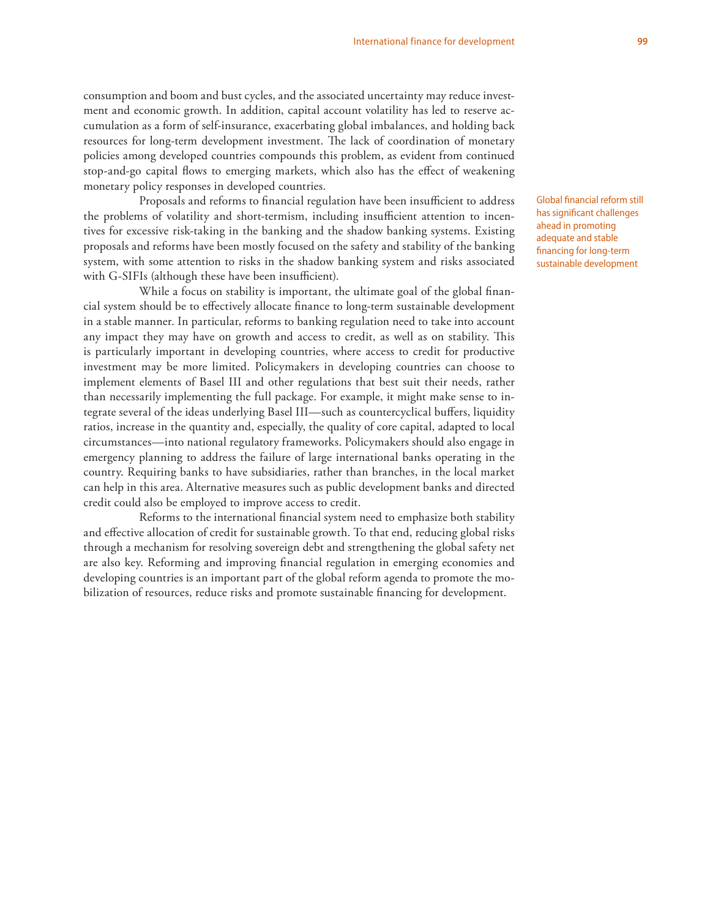consumption and boom and bust cycles, and the associated uncertainty may reduce investment and economic growth. In addition, capital account volatility has led to reserve accumulation as a form of self-insurance, exacerbating global imbalances, and holding back resources for long-term development investment. The lack of coordination of monetary policies among developed countries compounds this problem, as evident from continued stop-and-go capital flows to emerging markets, which also has the effect of weakening monetary policy responses in developed countries.

Global financial reform still has significant challenges ahead in promoting adequate and stable financing for long-term sustainable development

Proposals and reforms to financial regulation have been insufficient to address the problems of volatility and short-termism, including insufficient attention to incentives for excessive risk-taking in the banking and the shadow banking systems. Existing proposals and reforms have been mostly focused on the safety and stability of the banking system, with some attention to risks in the shadow banking system and risks associated with G-SIFIs (although these have been insufficient).

While a focus on stability is important, the ultimate goal of the global financial system should be to effectively allocate finance to long-term sustainable development in a stable manner. In particular, reforms to banking regulation need to take into account any impact they may have on growth and access to credit, as well as on stability. This is particularly important in developing countries, where access to credit for productive investment may be more limited. Policymakers in developing countries can choose to implement elements of Basel III and other regulations that best suit their needs, rather than necessarily implementing the full package. For example, it might make sense to integrate several of the ideas underlying Basel III—such as countercyclical buffers, liquidity ratios, increase in the quantity and, especially, the quality of core capital, adapted to local circumstances—into national regulatory frameworks. Policymakers should also engage in emergency planning to address the failure of large international banks operating in the country. Requiring banks to have subsidiaries, rather than branches, in the local market can help in this area. Alternative measures such as public development banks and directed credit could also be employed to improve access to credit.

Reforms to the international financial system need to emphasize both stability and effective allocation of credit for sustainable growth. To that end, reducing global risks through a mechanism for resolving sovereign debt and strengthening the global safety net are also key. Reforming and improving financial regulation in emerging economies and developing countries is an important part of the global reform agenda to promote the mobilization of resources, reduce risks and promote sustainable financing for development.